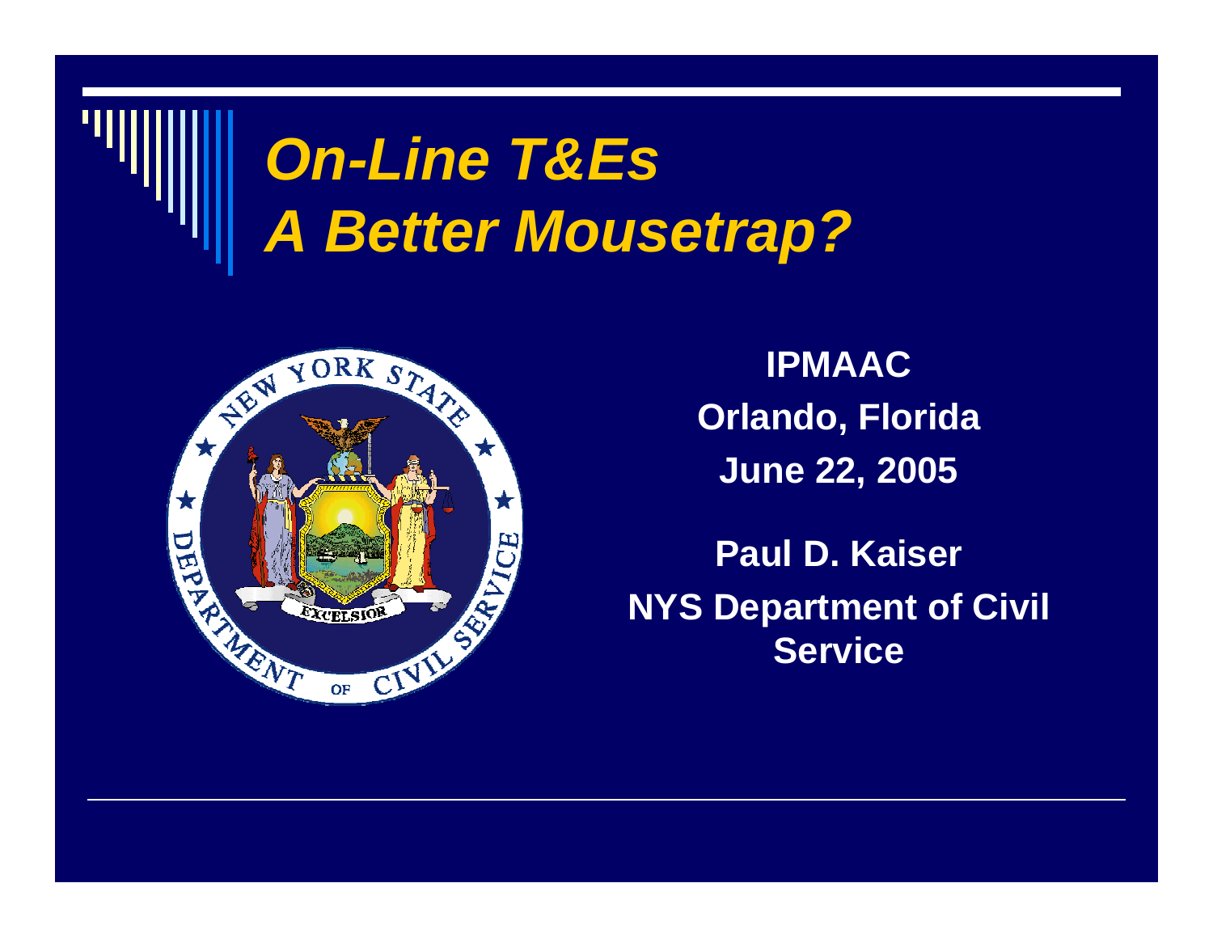# *On-Line T&Es*
# *A Better Mousetrap?*

**IPMAAC**

**Orlando, Florida**

**June 22, 2005**

**Paul D. Kaiser**

**NYS Department of Civil Service**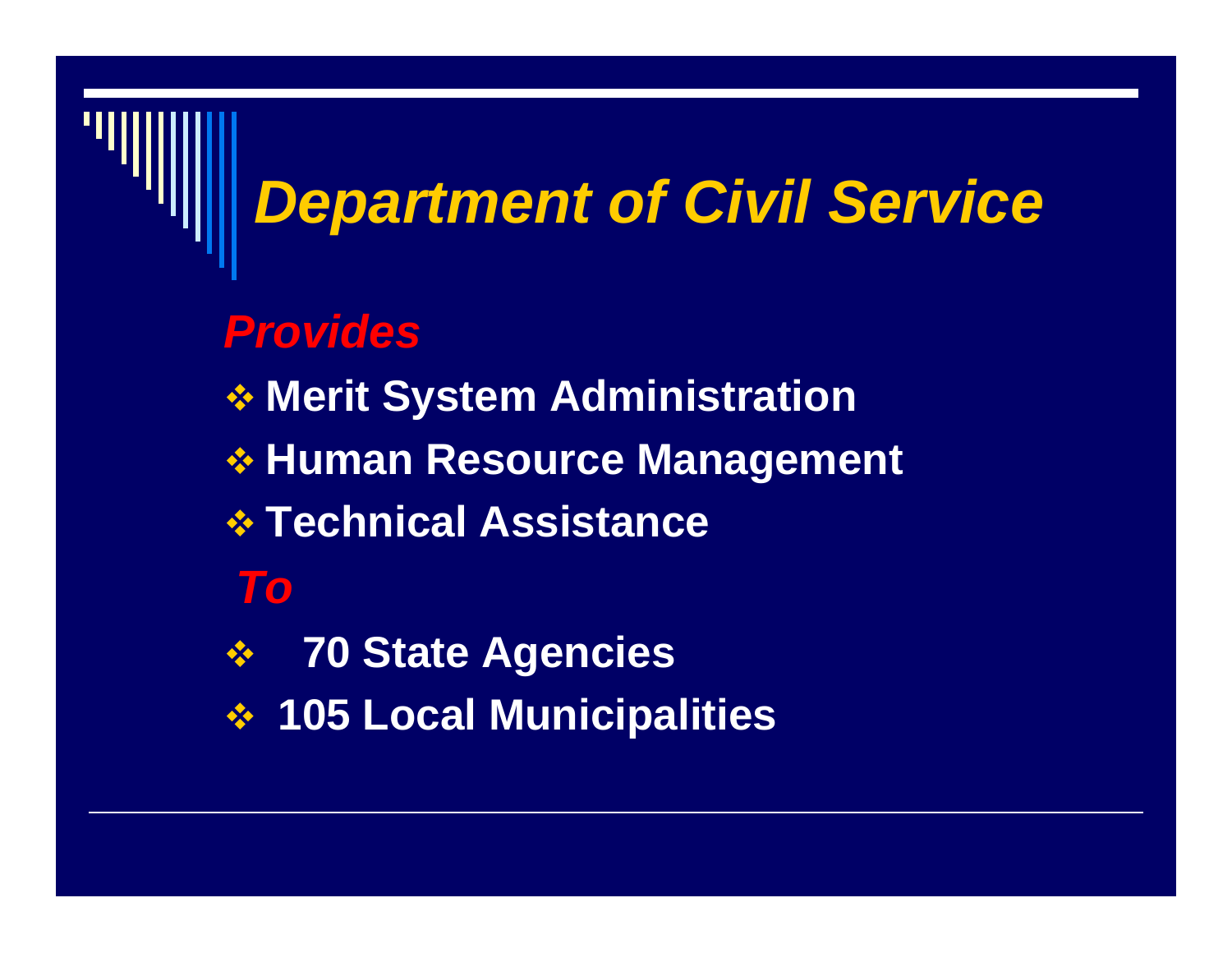# *Department of Civil Service*

***Provides***

- **Merit System Administration**
- **Human Resource Management**
- **Technical Assistance**

***To***

- **70 State Agencies**
- **105 Local Municipalities**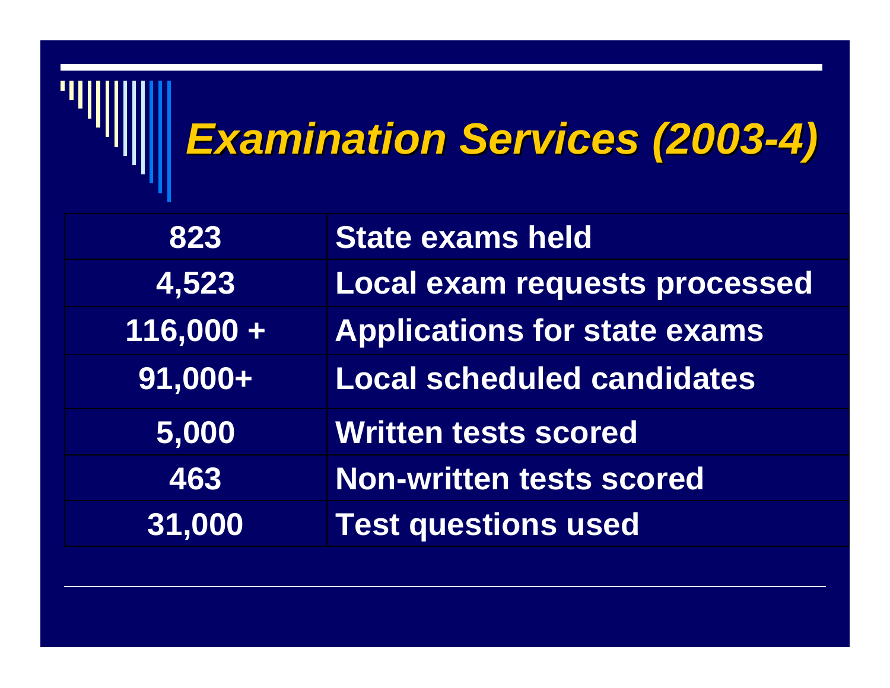# *Examination Services (2003-4)*

| | |
|---|---|
| 823 | State exams held |
| 4,523 | Local exam requests processed |
| 116,000 + | Applications for state exams |
| 91,000+ | Local scheduled candidates |
| 5,000 | Written tests scored |
| 463 | Non-written tests scored |
| 31,000 | Test questions used |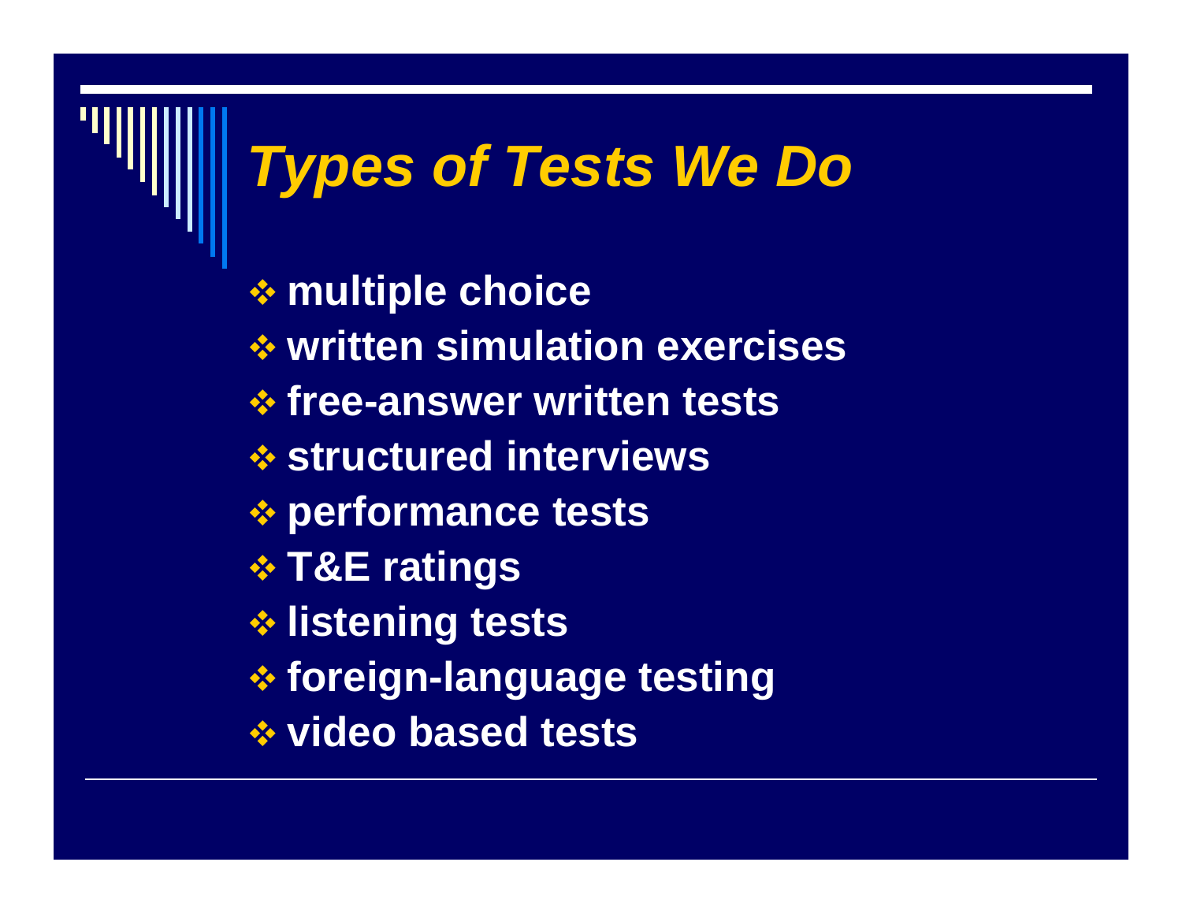# *Types of Tests We Do*

- multiple choice
- written simulation exercises
- free-answer written tests
- structured interviews
- performance tests
- T&E ratings
- listening tests
- foreign-language testing
- video based tests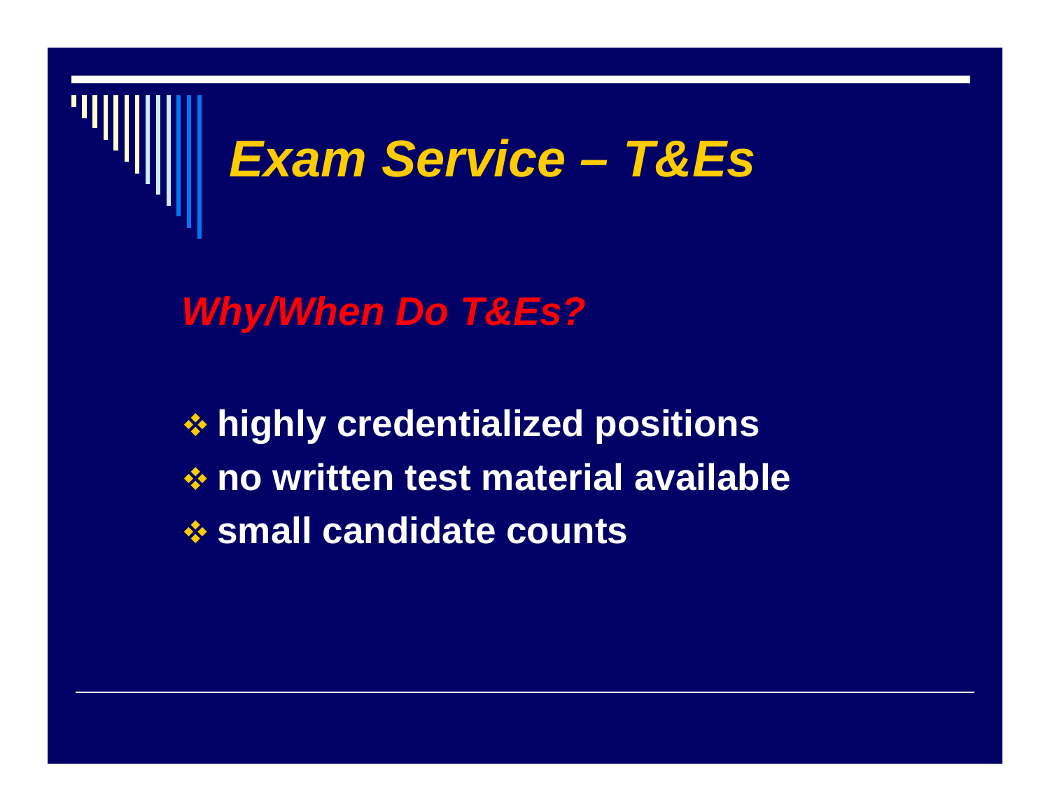# *Exam Service – T&Es*

## *Why/When Do T&Es?*

- **highly credentialized positions**
- **no written test material available**
- **small candidate counts**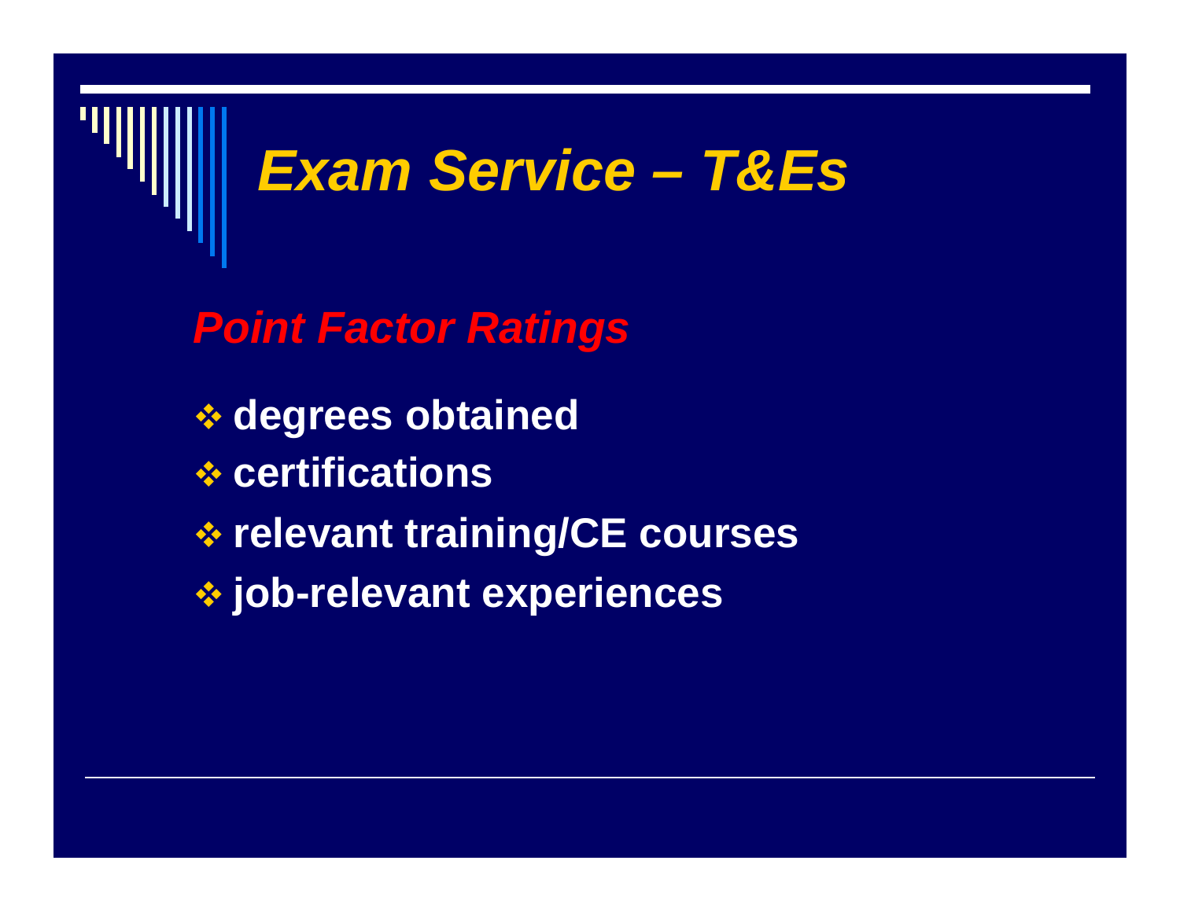# *Exam Service – T&Es*

## *Point Factor Ratings*

- **degrees obtained**
- **certifications**
- **relevant training/CE courses**
- **job-relevant experiences**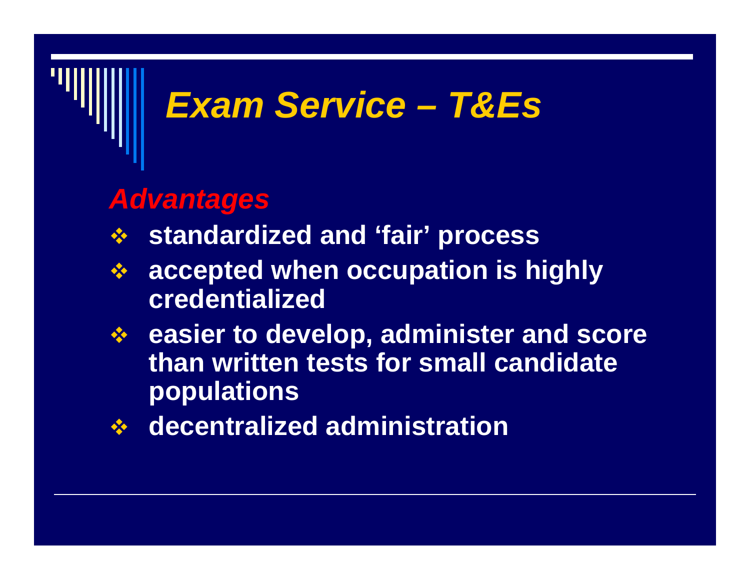# *Exam Service – T&Es*

## *Advantages*

- **standardized and 'fair' process**
- **accepted when occupation is highly credentialized**
- **easier to develop, administer and score than written tests for small candidate populations**
- **decentralized administration**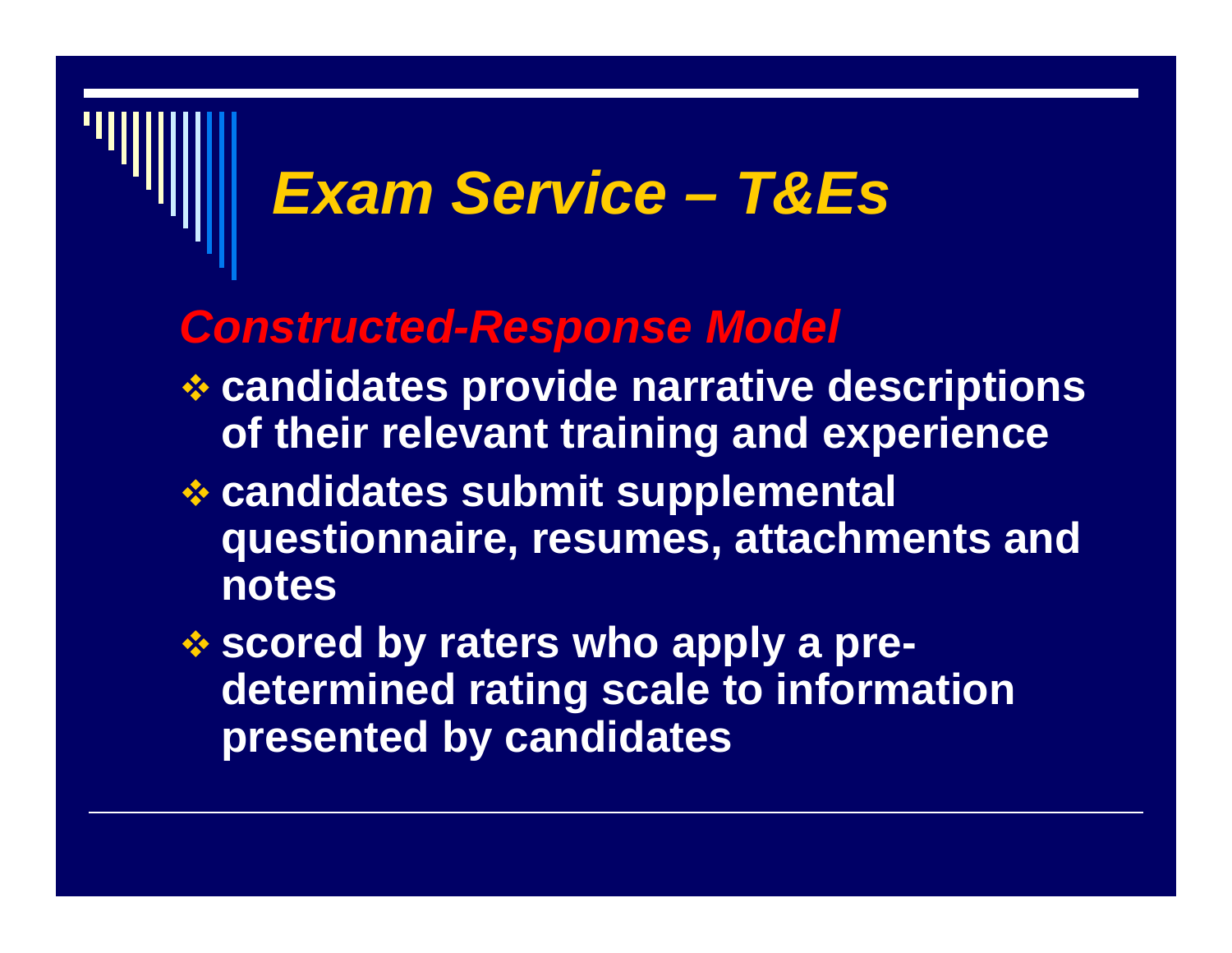# *Exam Service – T&Es*

## *Constructed-Response Model*

- **candidates provide narrative descriptions of their relevant training and experience**
- **candidates submit supplemental questionnaire, resumes, attachments and notes**
- **scored by raters who apply a pre-determined rating scale to information presented by candidates**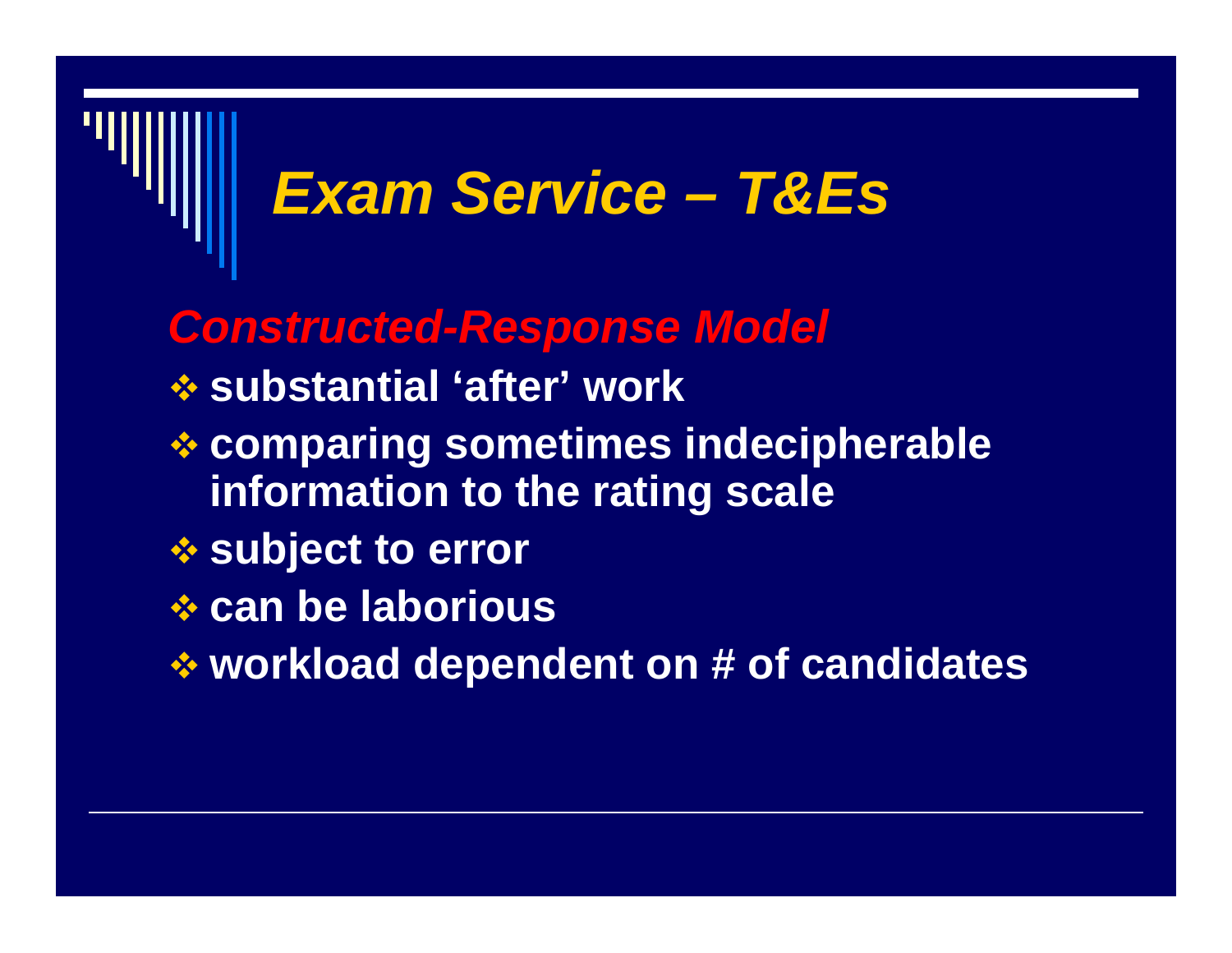# *Exam Service – T&Es*

## *Constructed-Response Model*

- **substantial 'after' work**
- **comparing sometimes indecipherable information to the rating scale**
- **subject to error**
- **can be laborious**
- **workload dependent on # of candidates**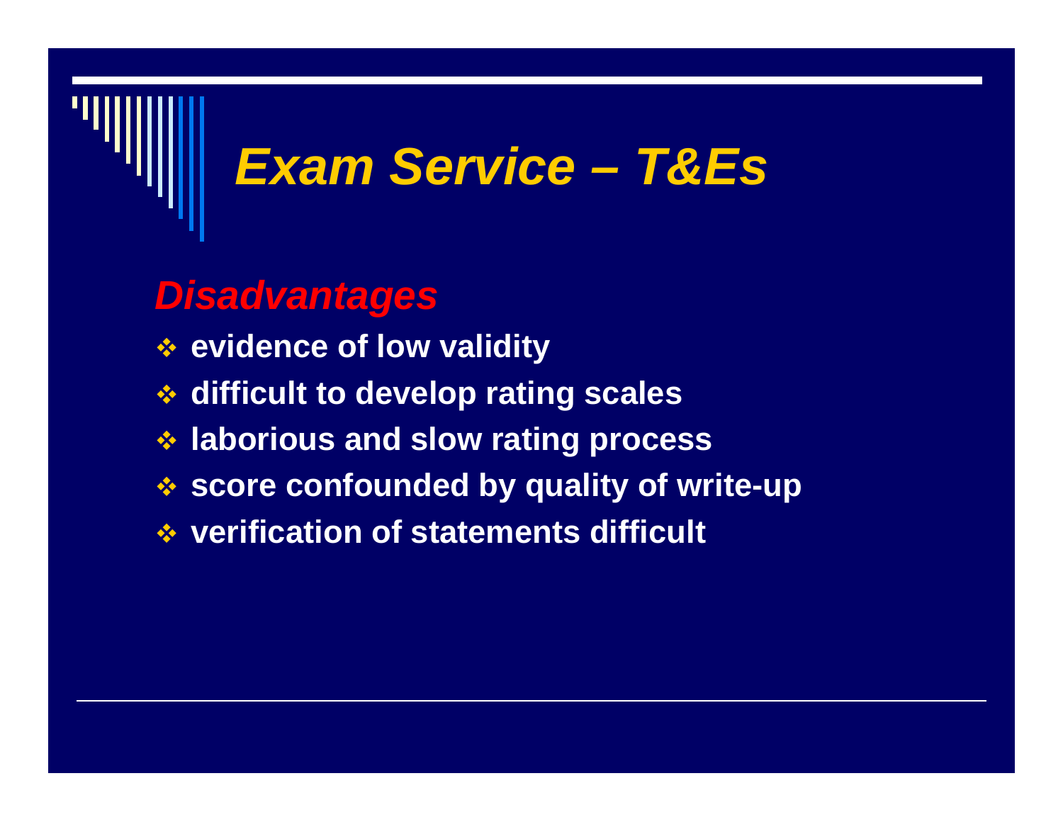# *Exam Service – T&Es*

## *Disadvantages*

- **evidence of low validity**
- **difficult to develop rating scales**
- **laborious and slow rating process**
- **score confounded by quality of write-up**
- **verification of statements difficult**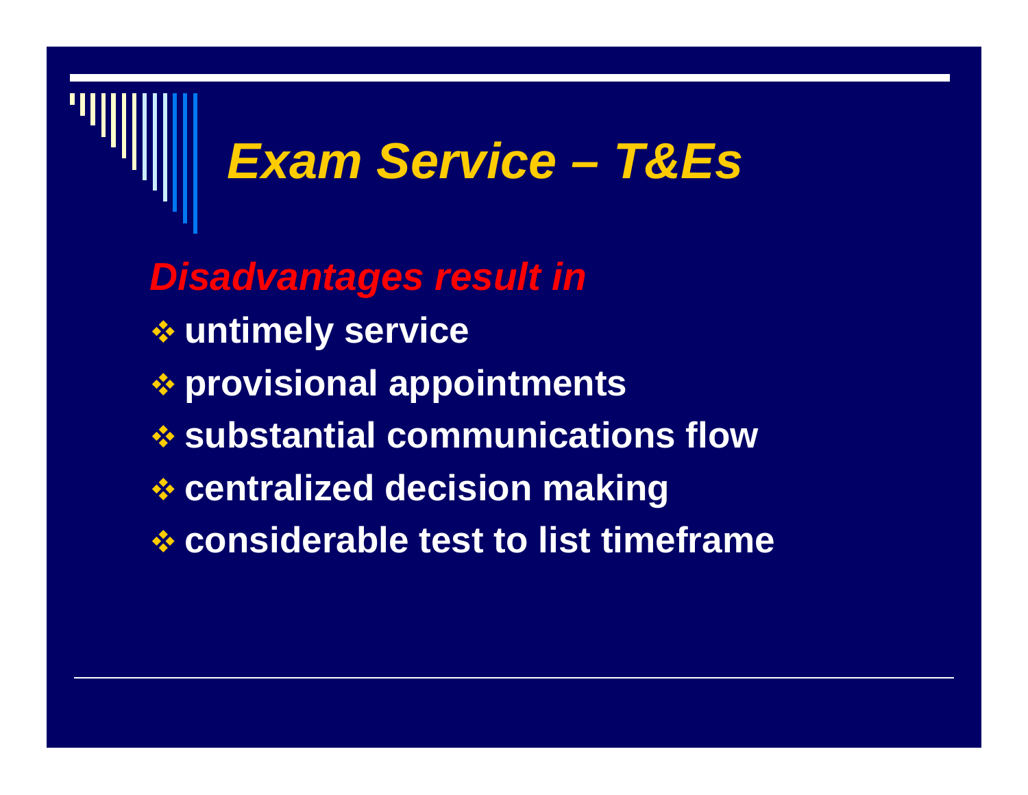# *Exam Service – T&Es*

***Disadvantages result in***

- **untimely service**
- **provisional appointments**
- **substantial communications flow**
- **centralized decision making**
- **considerable test to list timeframe**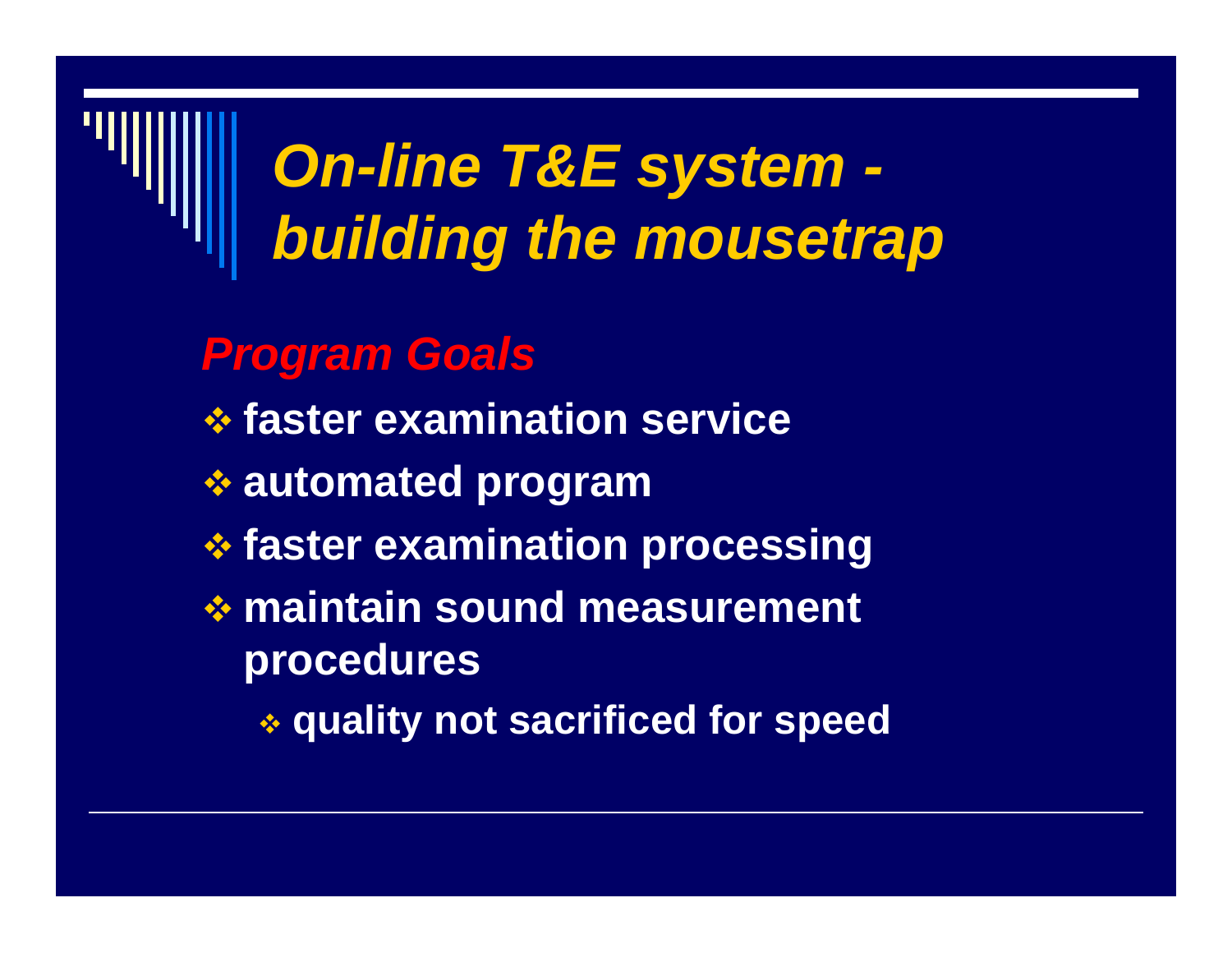# *On-line T&E system - building the mousetrap*

## *Program Goals*

- **faster examination service**
- **automated program**
- **faster examination processing**
- **maintain sound measurement procedures**
  - **quality not sacrificed for speed**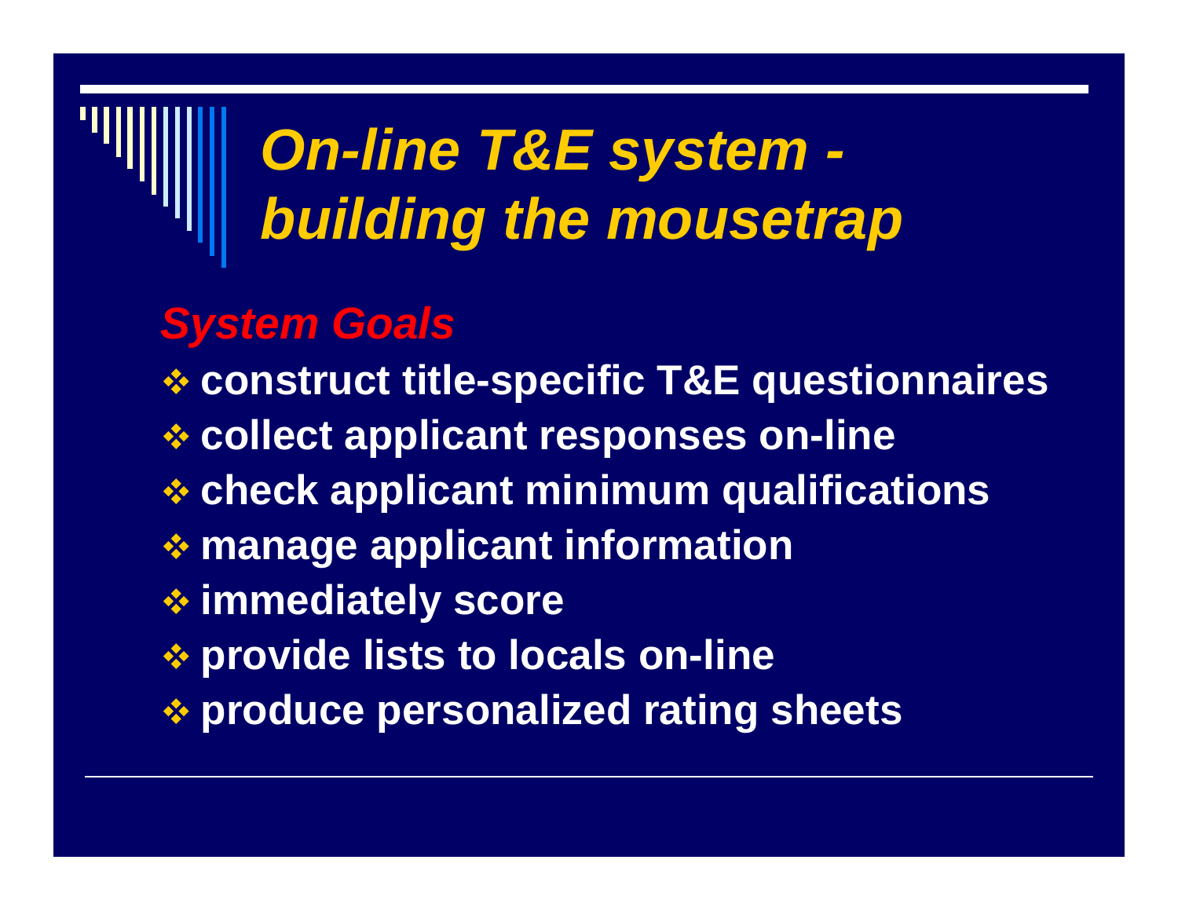# *On-line T&E system - building the mousetrap*

## *System Goals*

- **construct title-specific T&E questionnaires**
- **collect applicant responses on-line**
- **check applicant minimum qualifications**
- **manage applicant information**
- **immediately score**
- **provide lists to locals on-line**
- **produce personalized rating sheets**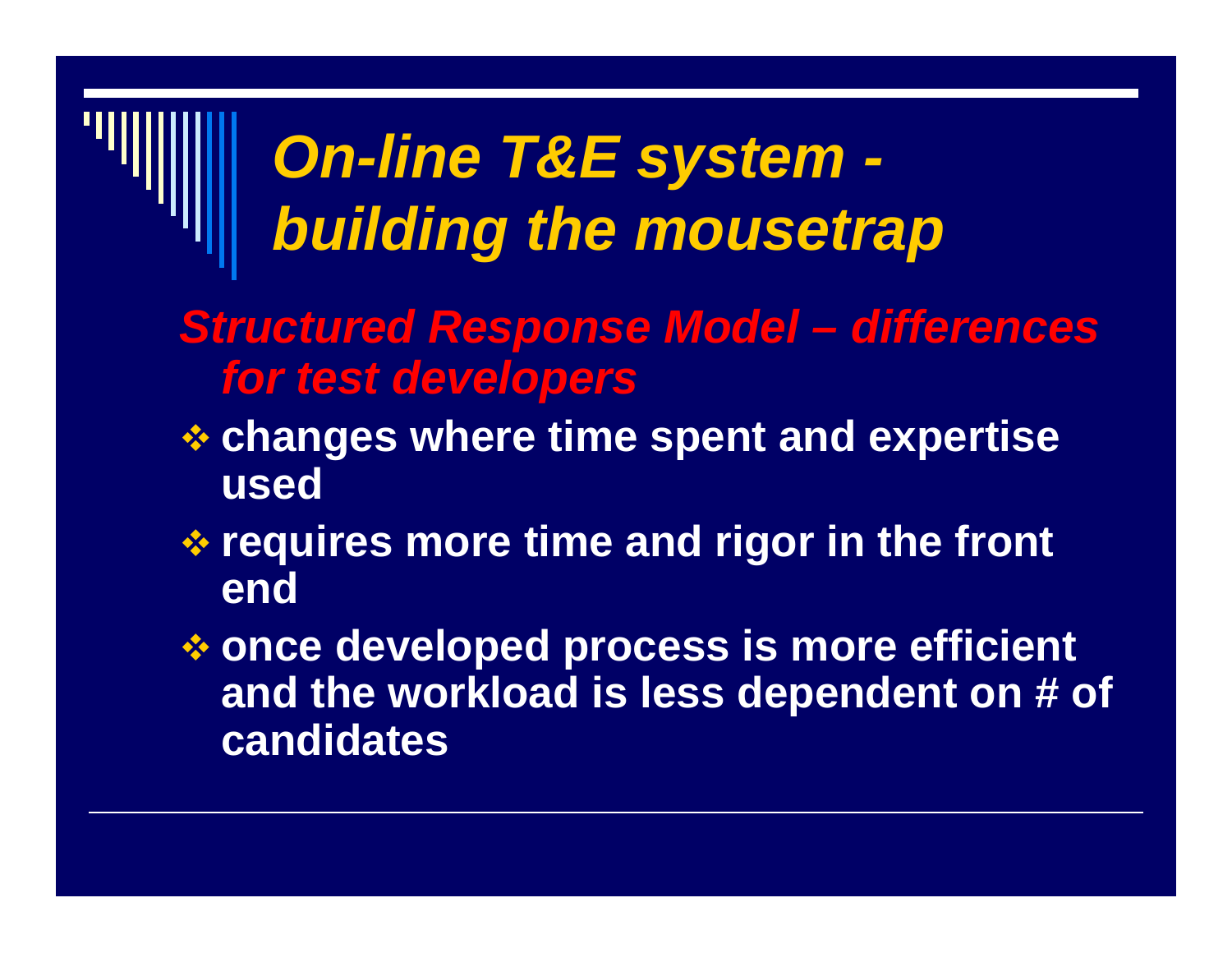# *On-line T&E system - building the mousetrap*

***Structured Response Model – differences for test developers***

- **changes where time spent and expertise used**
- **requires more time and rigor in the front end**
- **once developed process is more efficient and the workload is less dependent on # of candidates**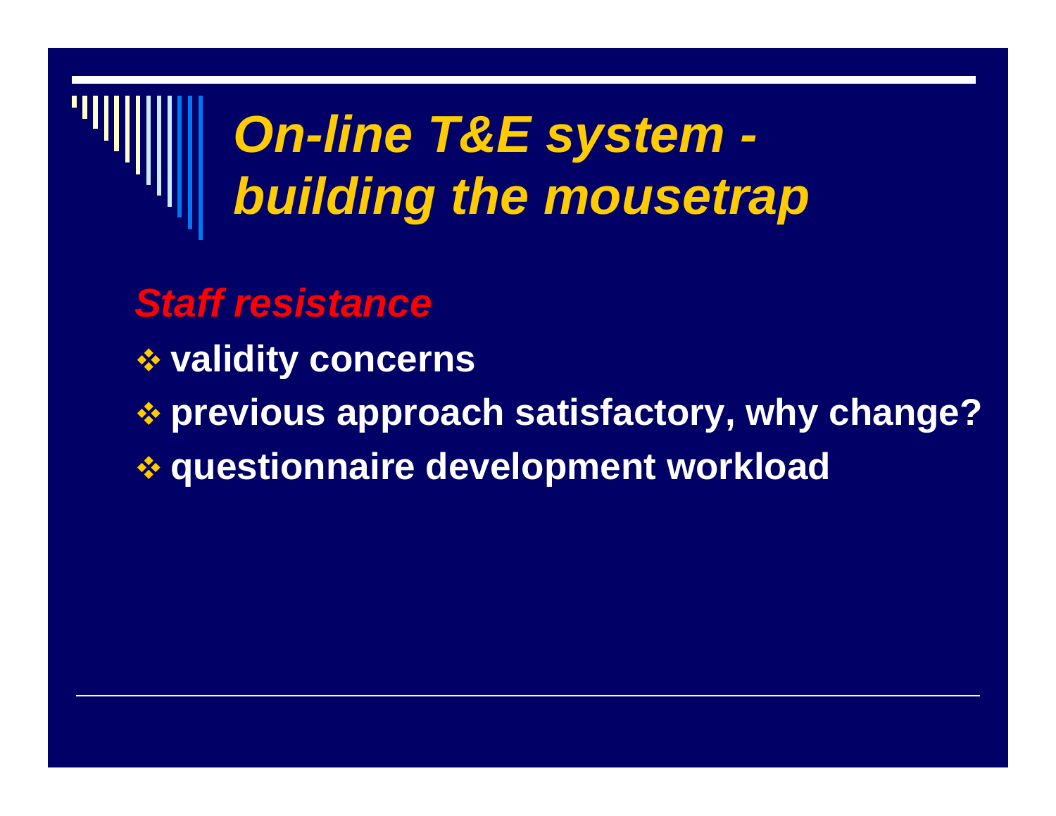# *On-line T&E system - building the mousetrap*

***Staff resistance***

- **validity concerns**
- **previous approach satisfactory, why change?**
- **questionnaire development workload**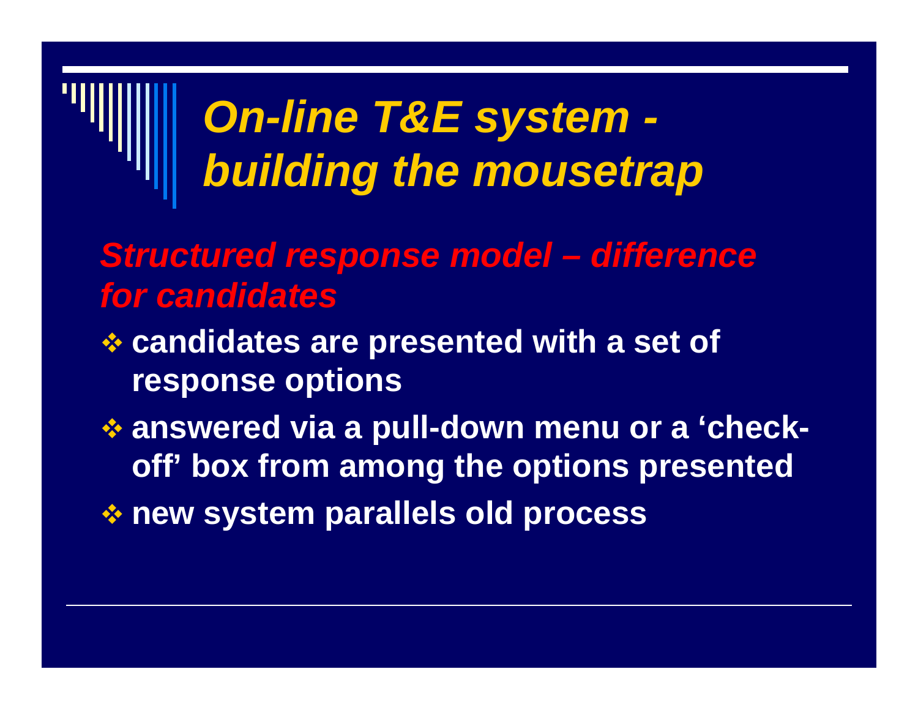# *On-line T&E system - building the mousetrap*

## *Structured response model – difference for candidates*

- **candidates are presented with a set of response options**
- **answered via a pull-down menu or a 'check-off' box from among the options presented**
- **new system parallels old process**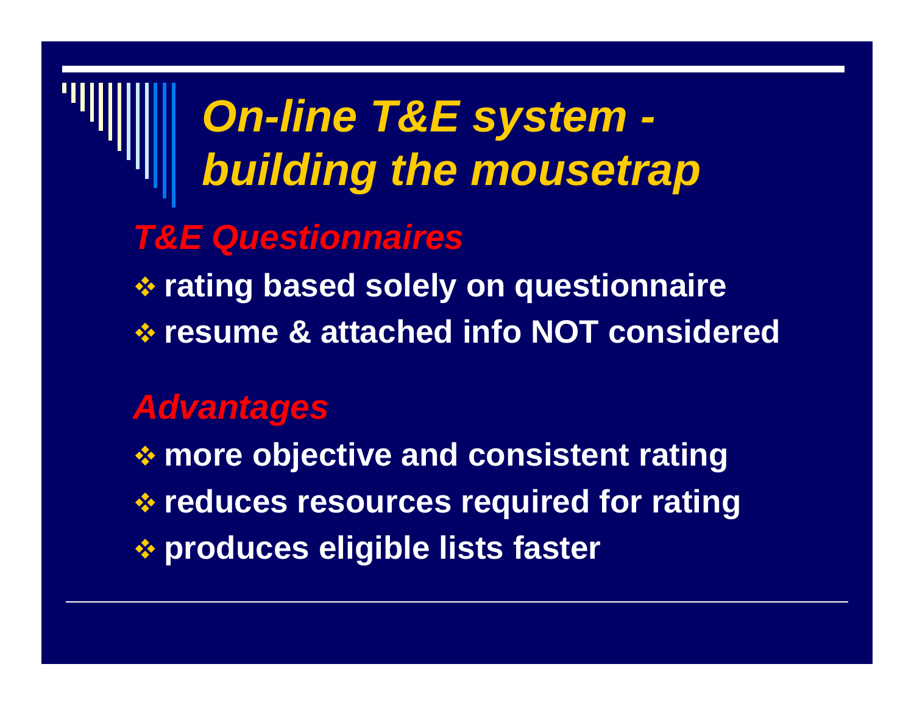# *On-line T&E system - building the mousetrap*

## *T&E Questionnaires*

- **rating based solely on questionnaire**
- **resume & attached info NOT considered**

## *Advantages*

- **more objective and consistent rating**
- **reduces resources required for rating**
- **produces eligible lists faster**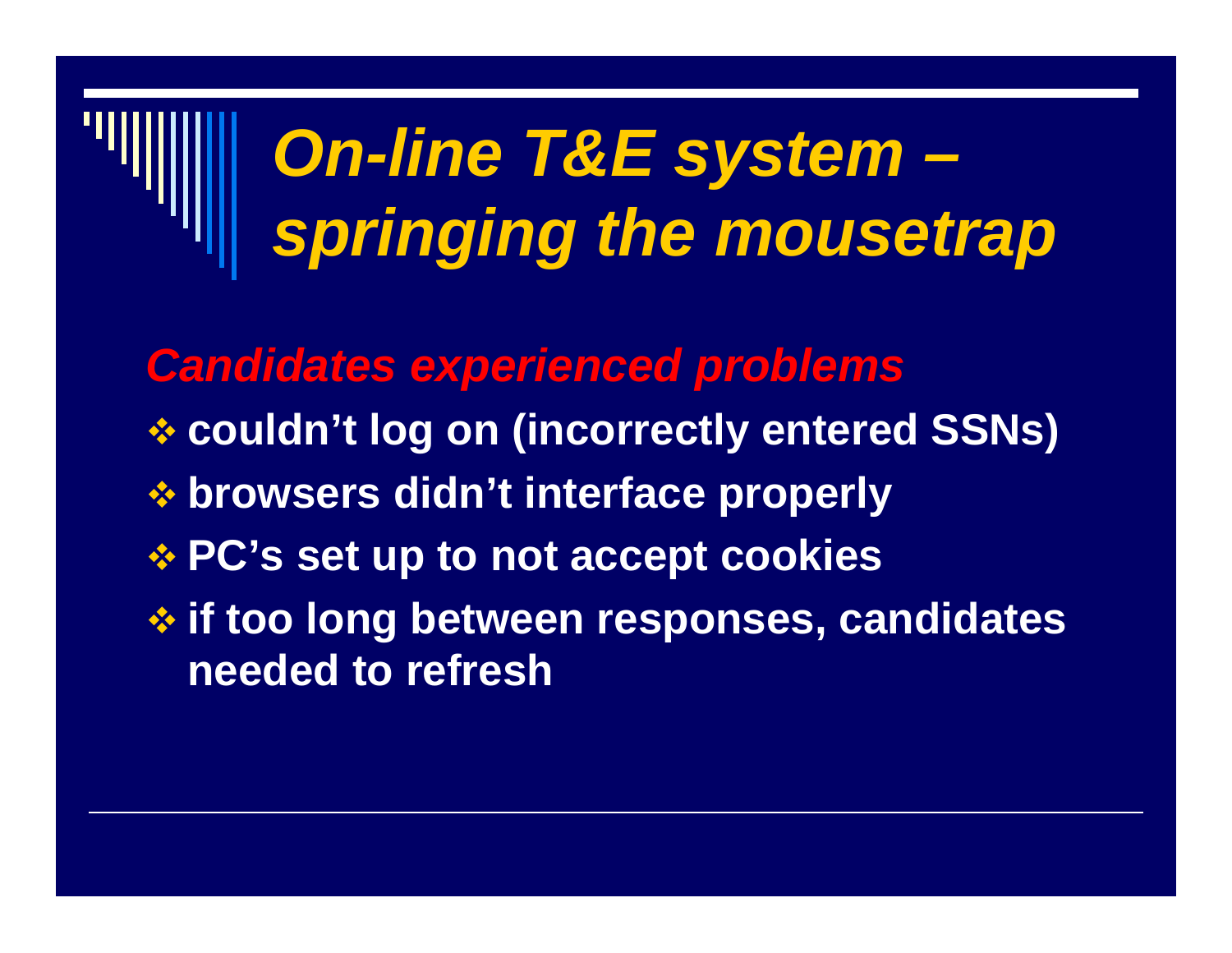# *On-line T&E system – springing the mousetrap*

***Candidates experienced problems***

- **couldn't log on (incorrectly entered SSNs)**
- **browsers didn't interface properly**
- **PC's set up to not accept cookies**
- **if too long between responses, candidates needed to refresh**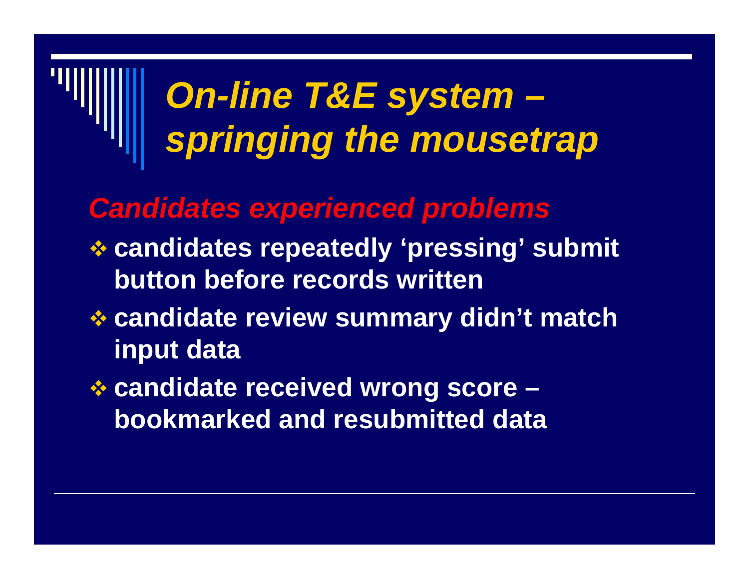# *On-line T&E system – springing the mousetrap*

## *Candidates experienced problems*

- **candidates repeatedly ‘pressing’ submit button before records written**
- **candidate review summary didn’t match input data**
- **candidate received wrong score – bookmarked and resubmitted data**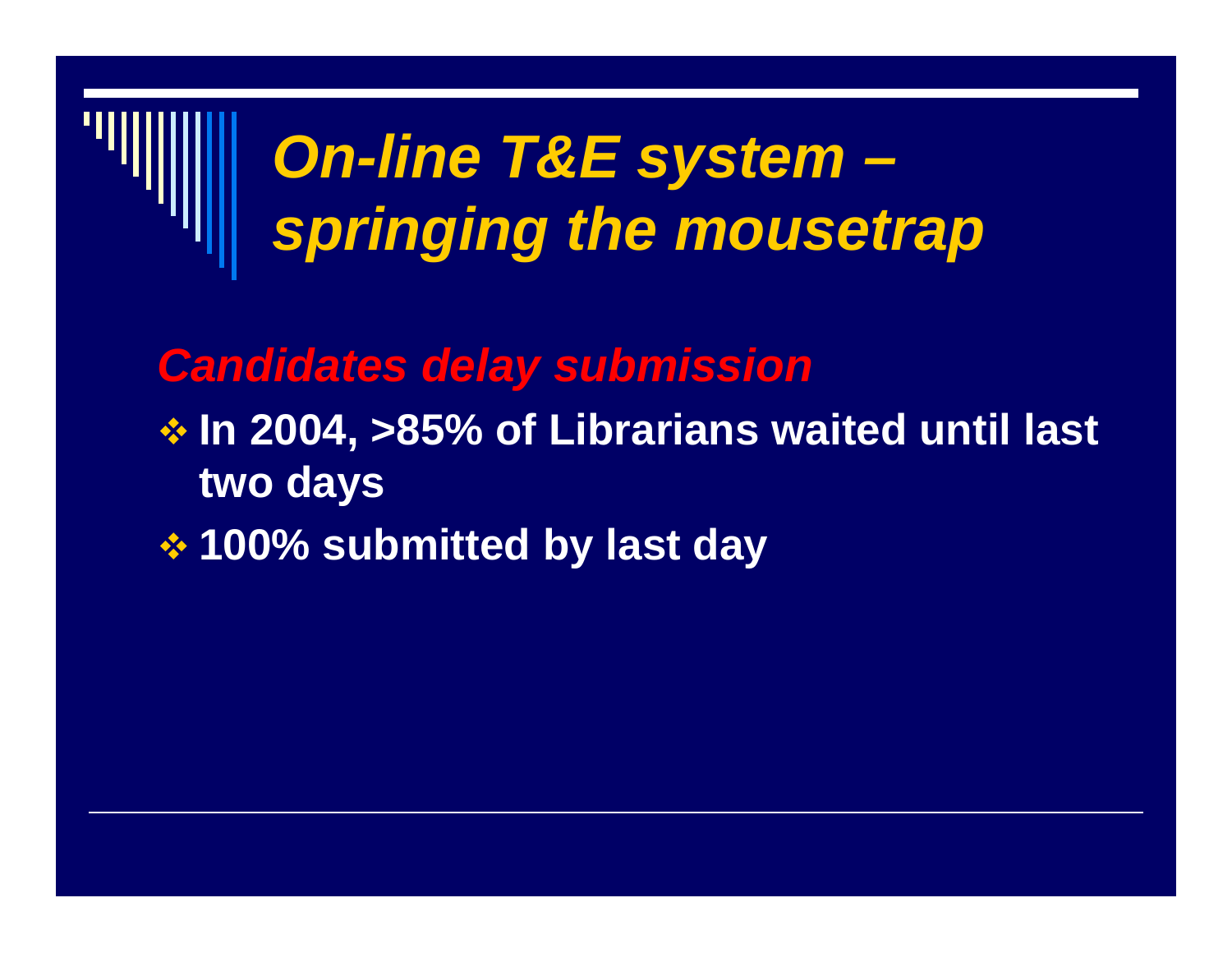# *On-line T&E system – springing the mousetrap*

***Candidates delay submission***

- **In 2004, >85% of Librarians waited until last two days**
- **100% submitted by last day**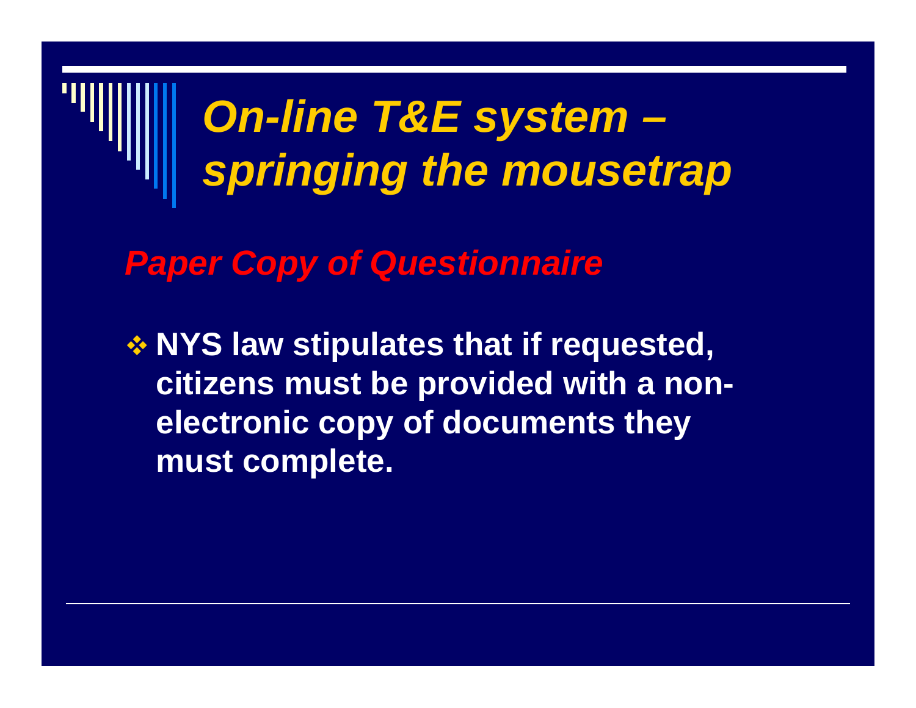# *On-line T&E system – springing the mousetrap*

## *Paper Copy of Questionnaire*

- **NYS law stipulates that if requested, citizens must be provided with a non-electronic copy of documents they must complete.**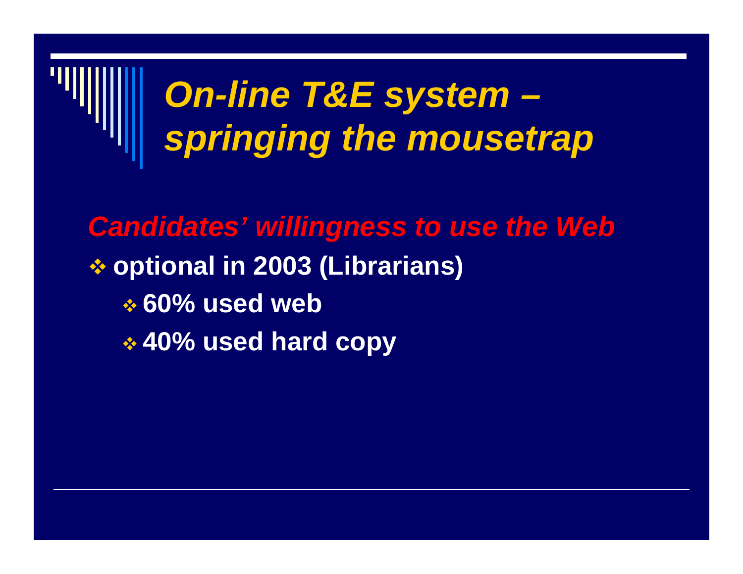# *On-line T&E system – springing the mousetrap*

***Candidates' willingness to use the Web***

- **optional in 2003 (Librarians)**
  - **60% used web**
  - **40% used hard copy**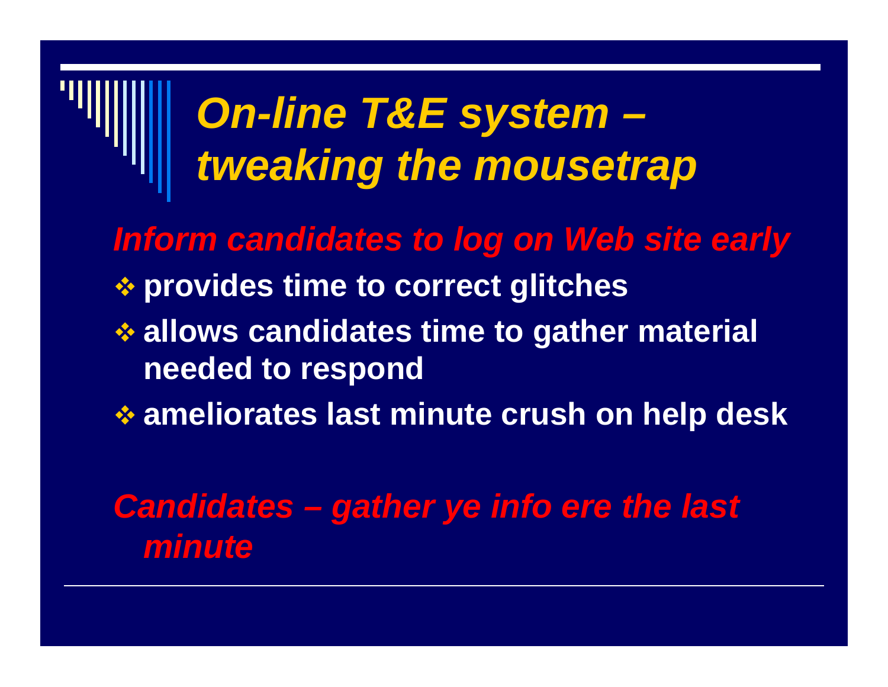# *On-line T&E system – tweaking the mousetrap*

***Inform candidates to log on Web site early***

- **provides time to correct glitches**
- **allows candidates time to gather material needed to respond**
- **ameliorates last minute crush on help desk**

***Candidates – gather ye info ere the last minute***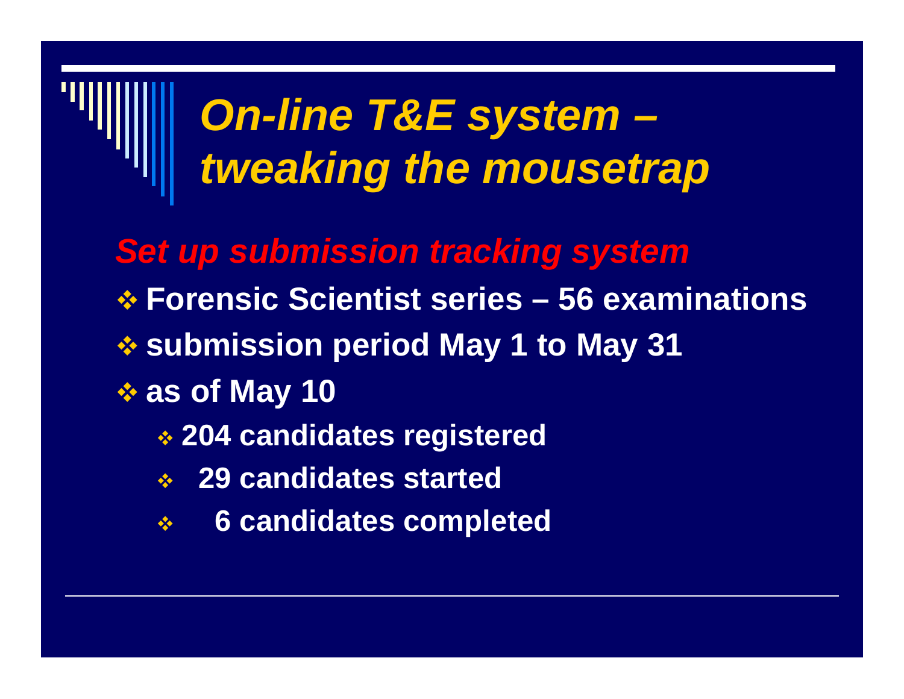# *On-line T&E system – tweaking the mousetrap*

## *Set up submission tracking system*

- **Forensic Scientist series – 56 examinations**
- **submission period May 1 to May 31**
- **as of May 10**
  - **204 candidates registered**
  - **29 candidates started**
  - **6 candidates completed**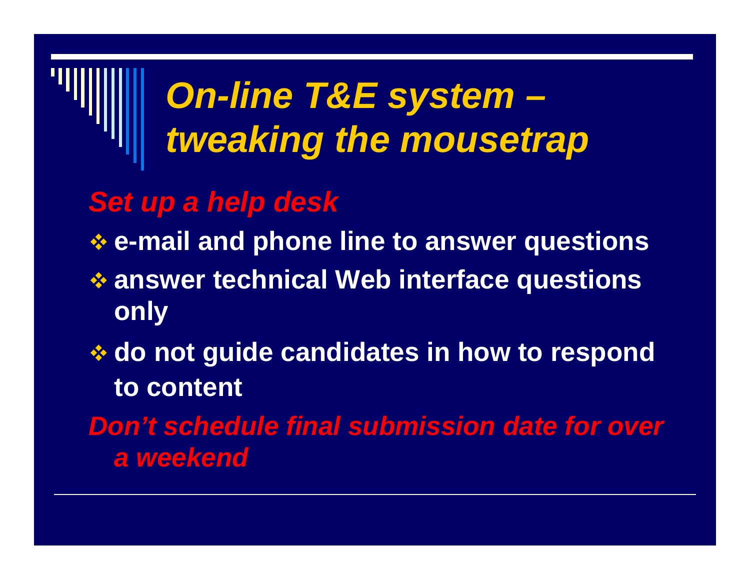# *On-line T&E system – tweaking the mousetrap*

***Set up a help desk***

- **e-mail and phone line to answer questions**
- **answer technical Web interface questions only**
- **do not guide candidates in how to respond to content**

***Don't schedule final submission date for over a weekend***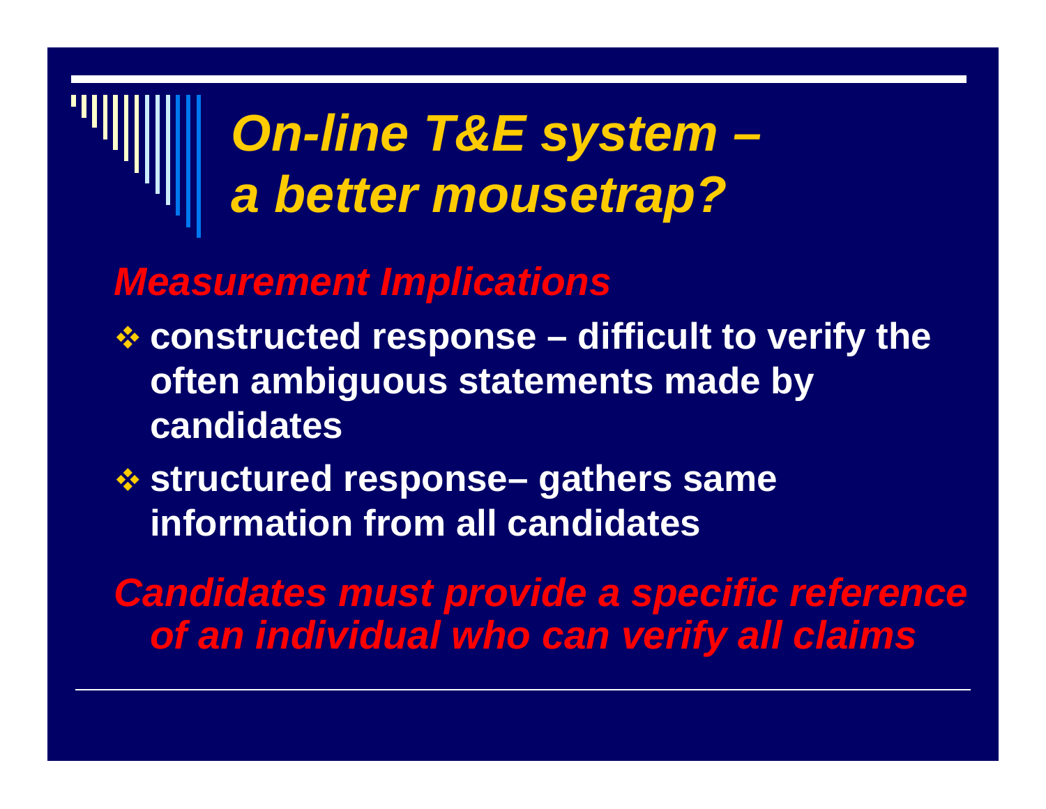# *On-line T&E system – a better mousetrap?*

## *Measurement Implications*

- **constructed response – difficult to verify the often ambiguous statements made by candidates**
- **structured response– gathers same information from all candidates**

***Candidates must provide a specific reference of an individual who can verify all claims***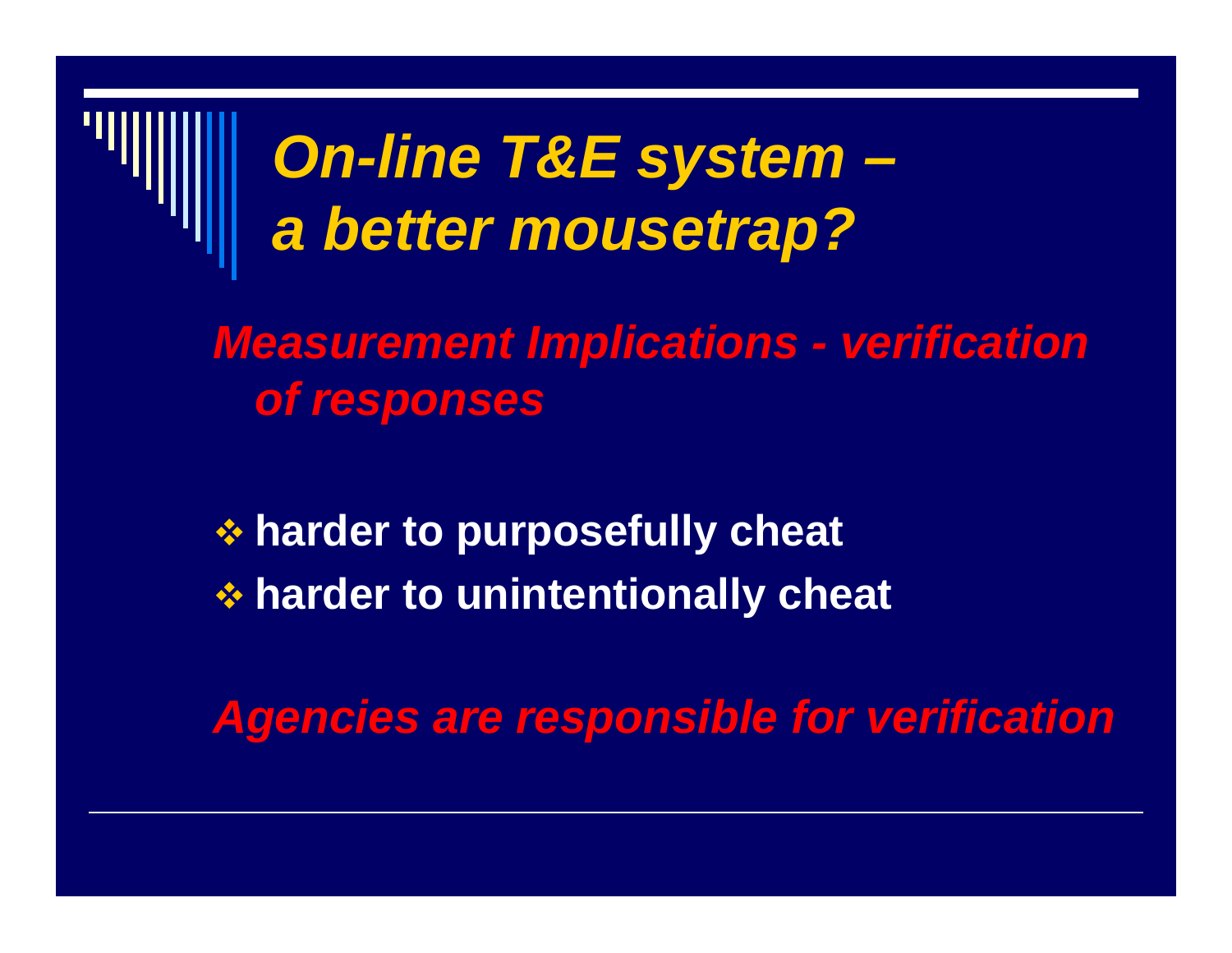# *On-line T&E system – a better mousetrap?*

***Measurement Implications - verification of responses***

- **harder to purposefully cheat**
- **harder to unintentionally cheat**

***Agencies are responsible for verification***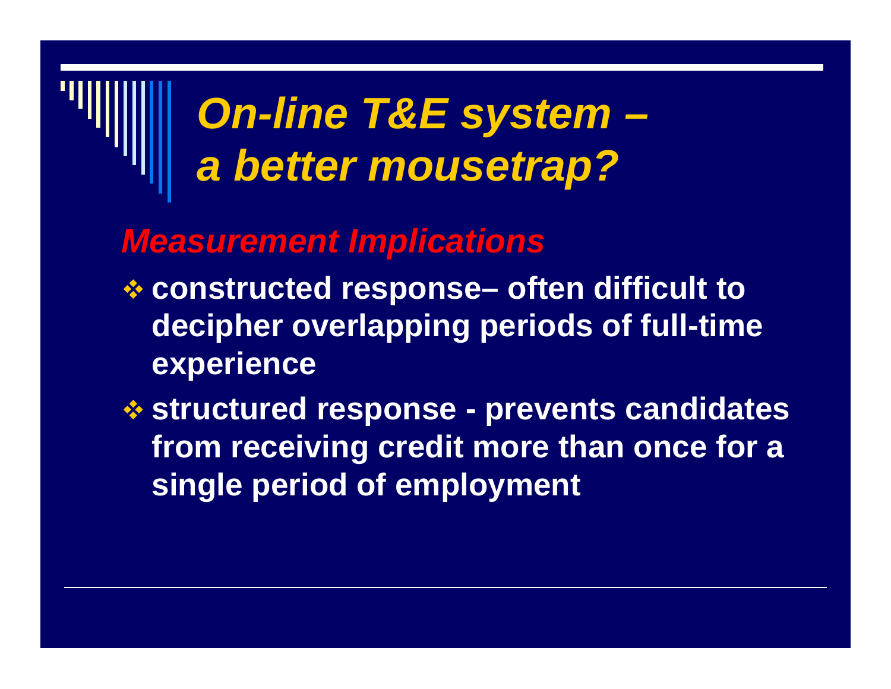# *On-line T&E system – a better mousetrap?*

## *Measurement Implications*

- **constructed response– often difficult to decipher overlapping periods of full-time experience**
- **structured response - prevents candidates from receiving credit more than once for a single period of employment**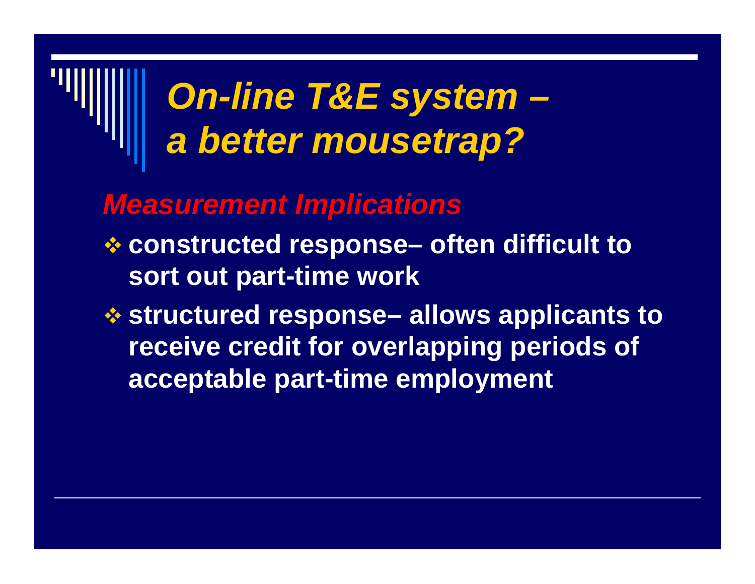# *On-line T&E system – a better mousetrap?*

## *Measurement Implications*

- **constructed response– often difficult to sort out part-time work**
- **structured response– allows applicants to receive credit for overlapping periods of acceptable part-time employment**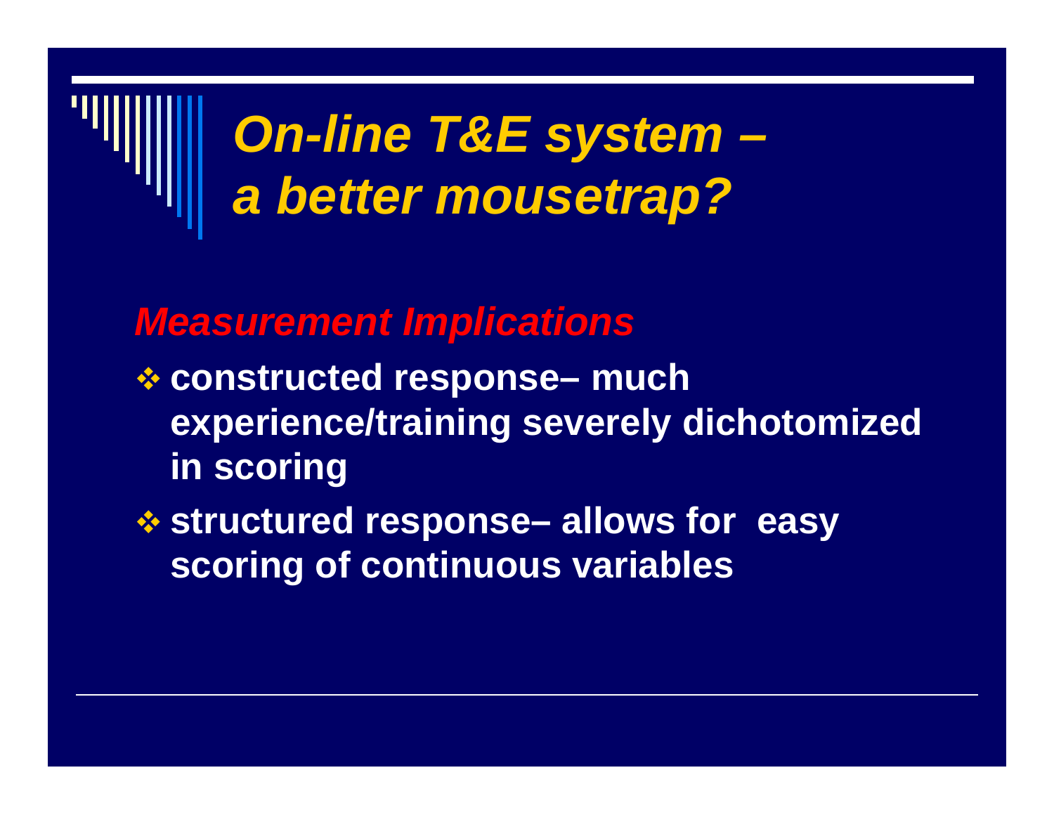# *On-line T&E system – a better mousetrap?*

## *Measurement Implications*

- **constructed response– much experience/training severely dichotomized in scoring**
- **structured response– allows for easy scoring of continuous variables**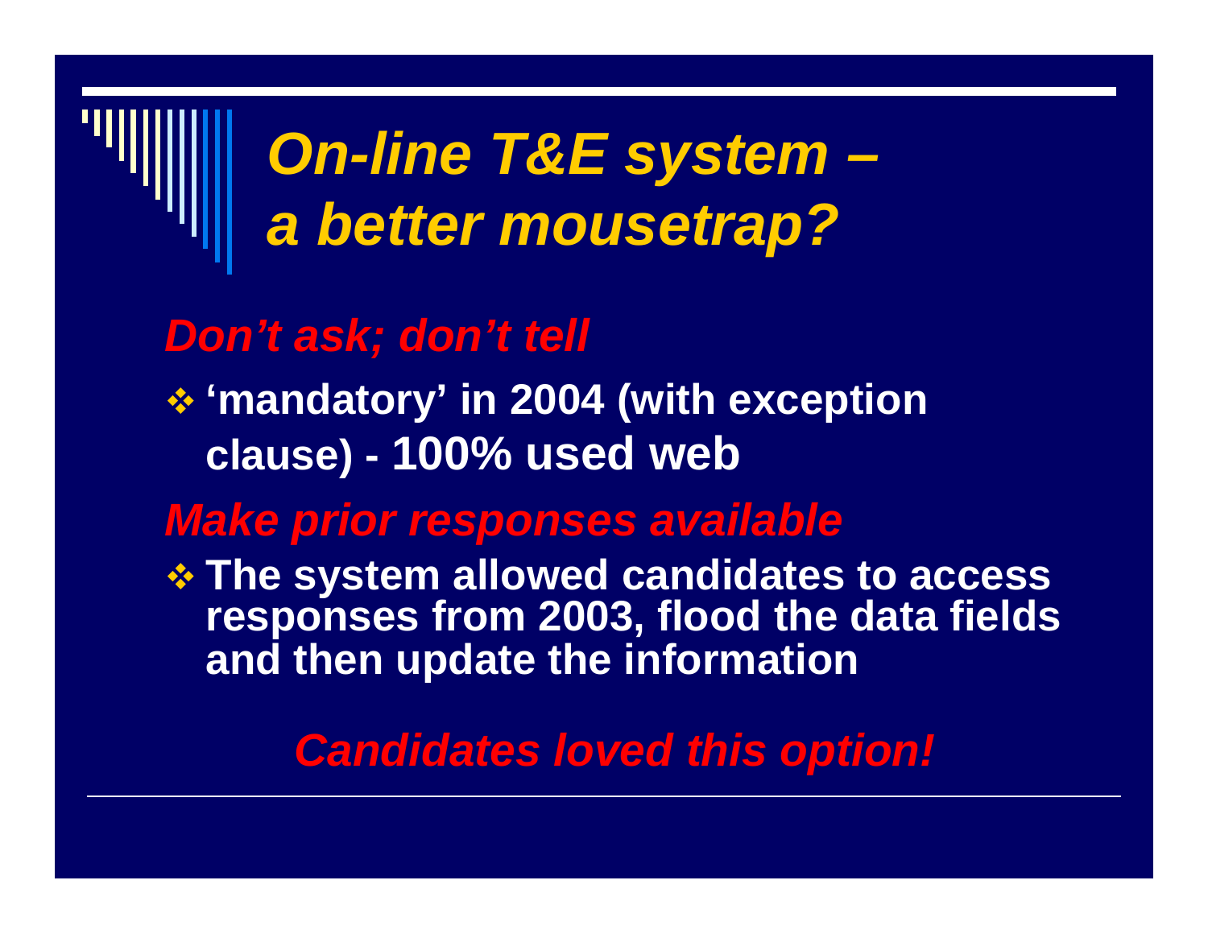# *On-line T&E system – a better mousetrap?*

### *Don't ask; don't tell*

- **'mandatory' in 2004 (with exception clause) - 100% used web**

### *Make prior responses available*

- **The system allowed candidates to access responses from 2003, flood the data fields and then update the information**

*Candidates loved this option!*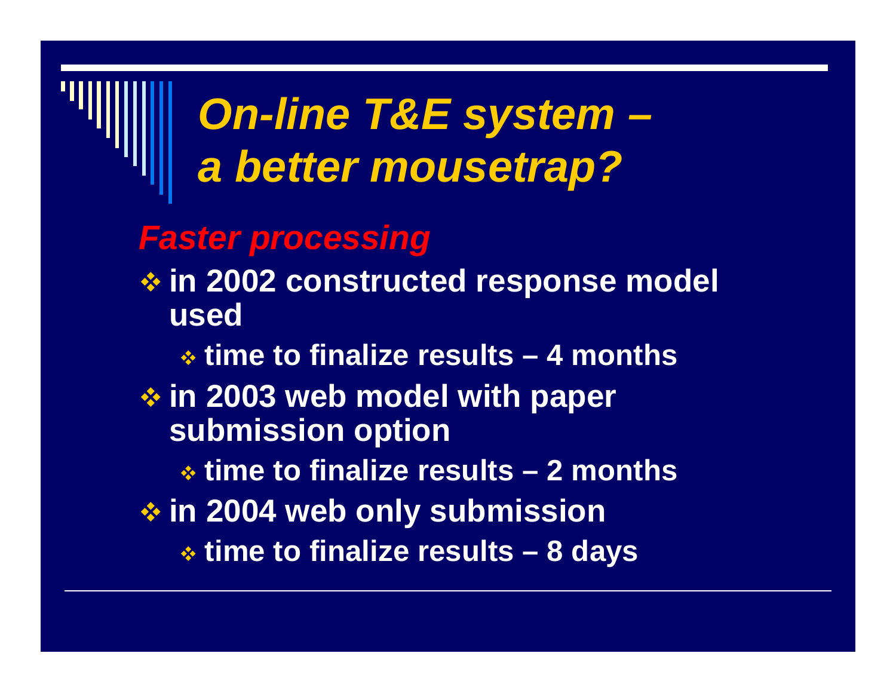# *On-line T&E system – a better mousetrap?*

## *Faster processing*

- **in 2002 constructed response model used**
  - **time to finalize results – 4 months**
- **in 2003 web model with paper submission option**
  - **time to finalize results – 2 months**
- **in 2004 web only submission**
  - **time to finalize results – 8 days**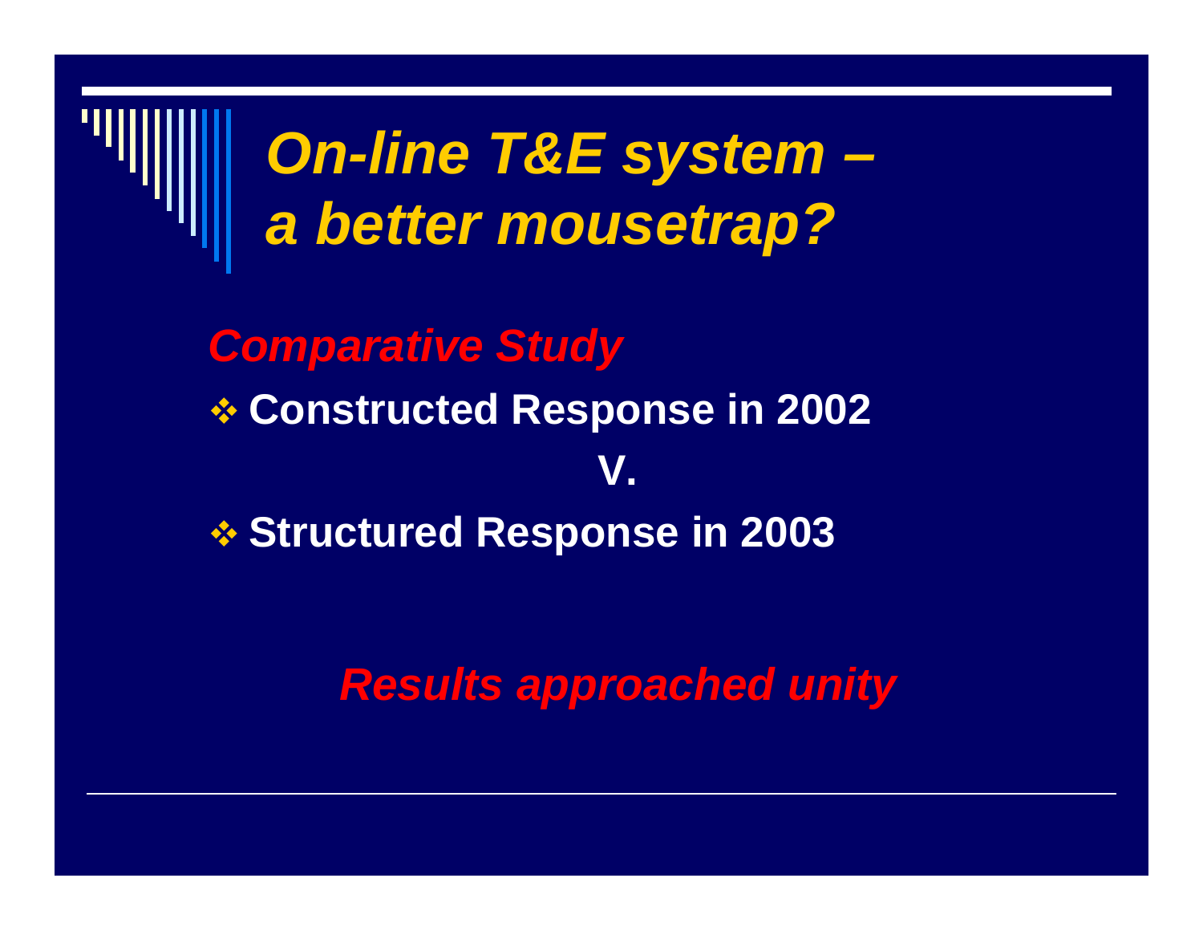# *On-line T&E system – a better mousetrap?*

***Comparative Study***

- **Constructed Response in 2002**

**V.**

- **Structured Response in 2003**

***Results approached unity***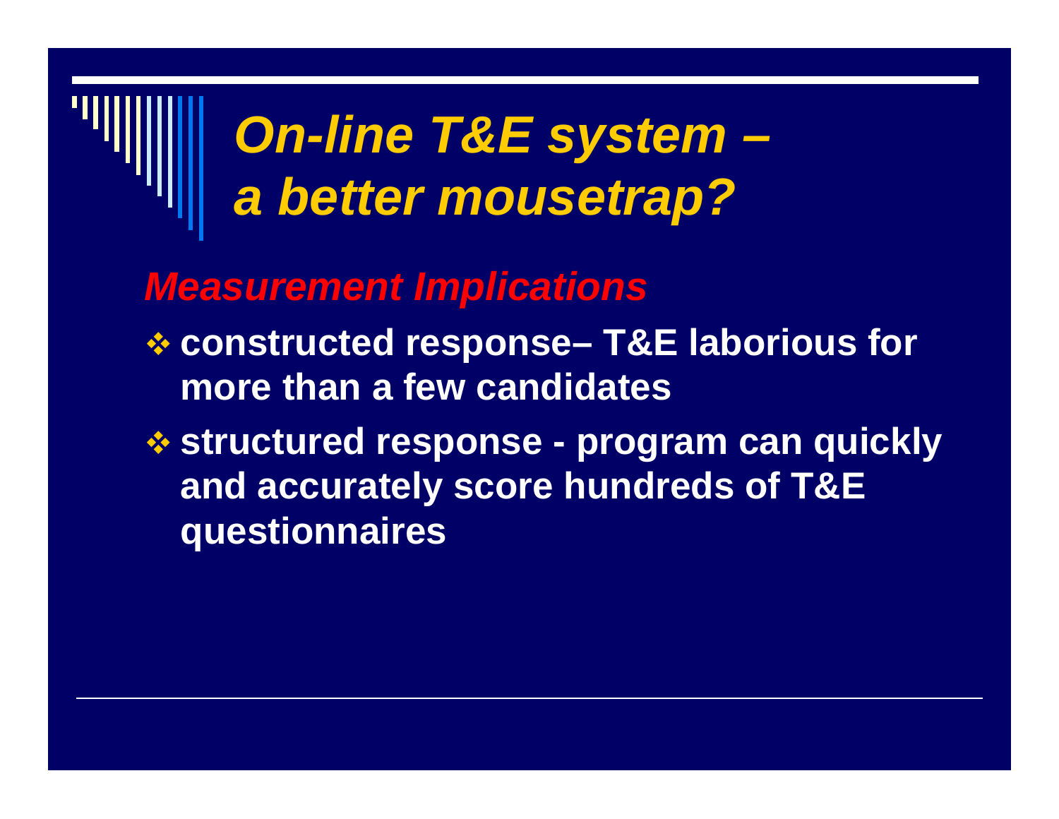# *On-line T&E system – a better mousetrap?*

## *Measurement Implications*

- **constructed response– T&E laborious for more than a few candidates**
- **structured response - program can quickly and accurately score hundreds of T&E questionnaires**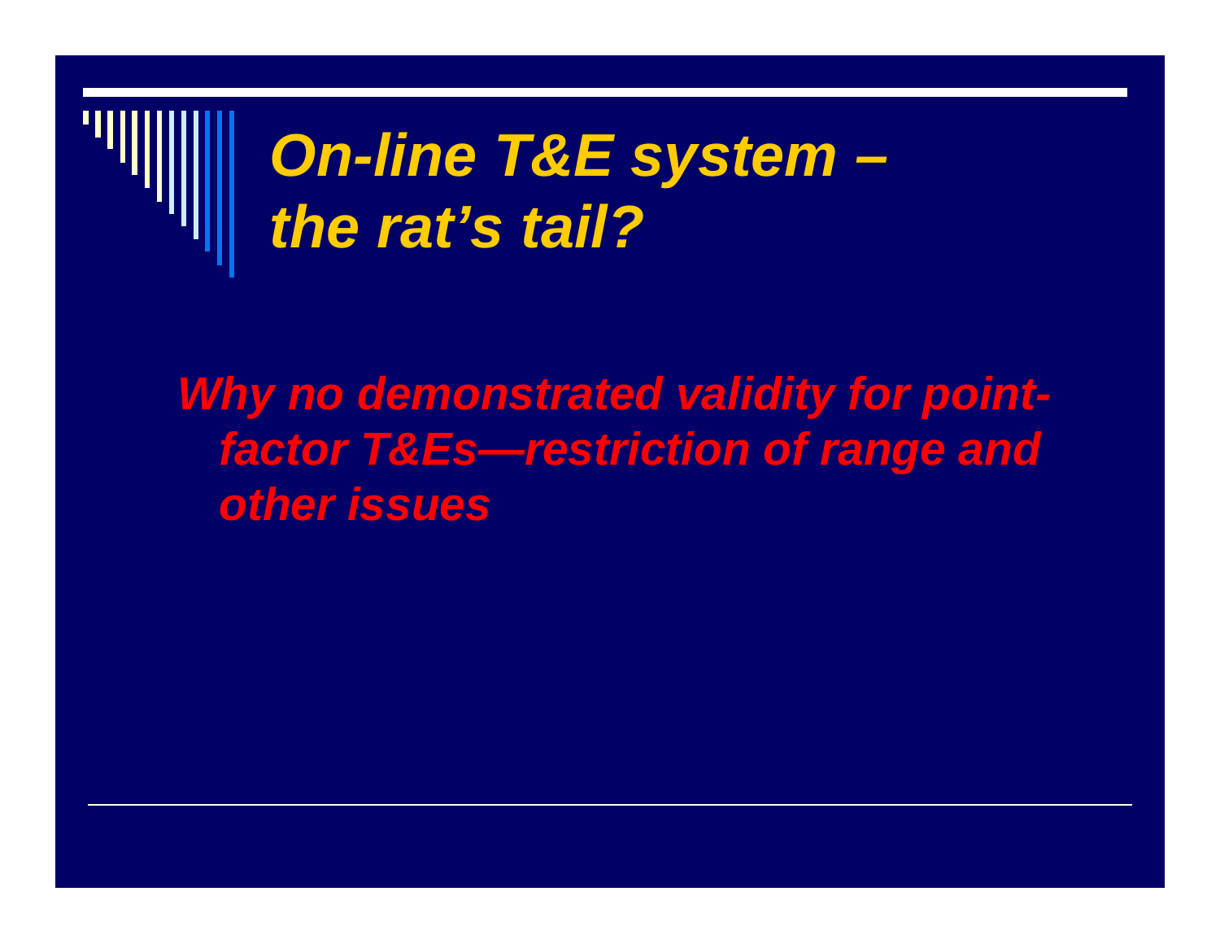# *On-line T&E system – the rat's tail?*

*Why no demonstrated validity for point-factor T&Es—restriction of range and other issues*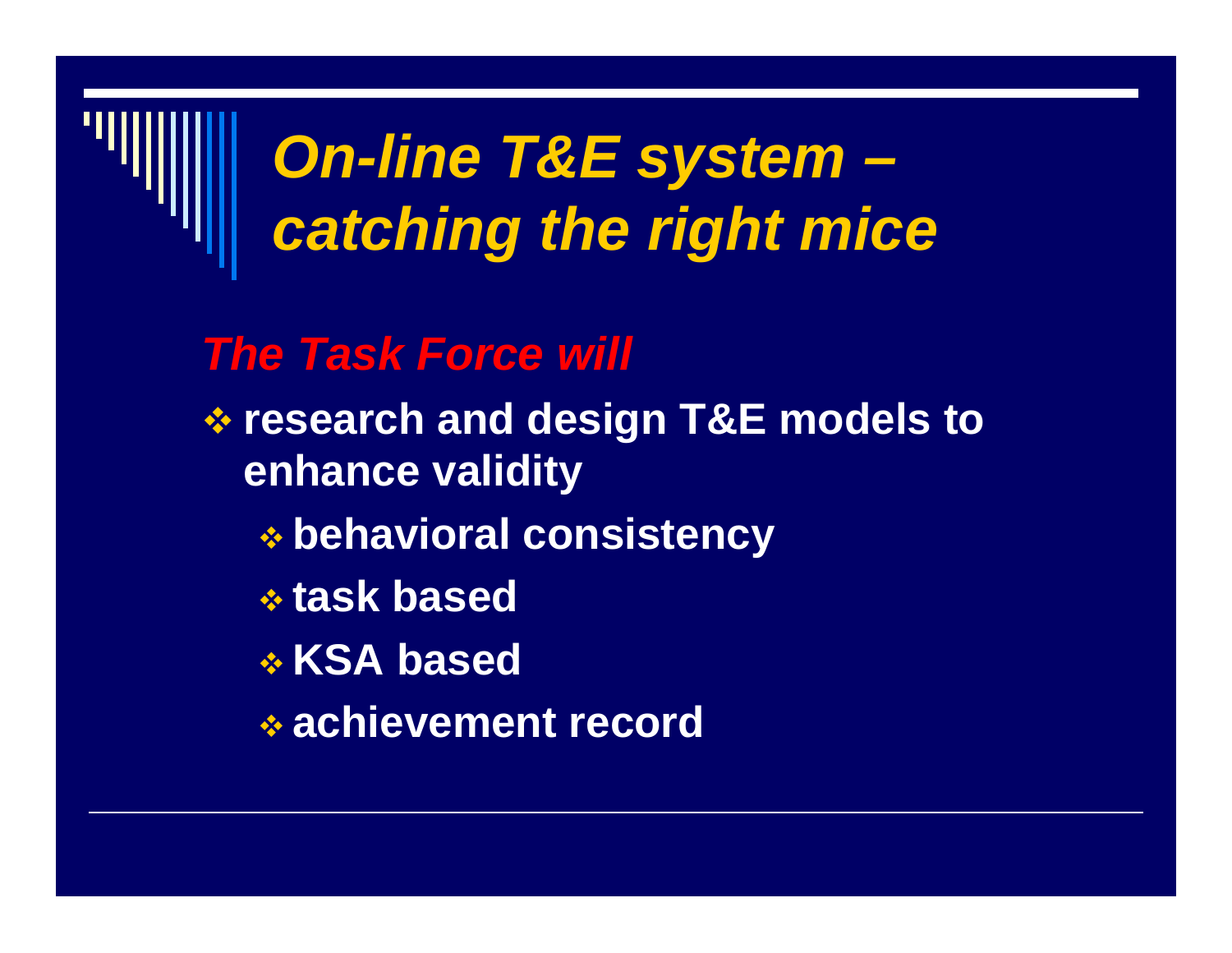# *On-line T&E system – catching the right mice*

*The Task Force will*

- research and design T&E models to enhance validity
  - behavioral consistency
  - task based
  - KSA based
  - achievement record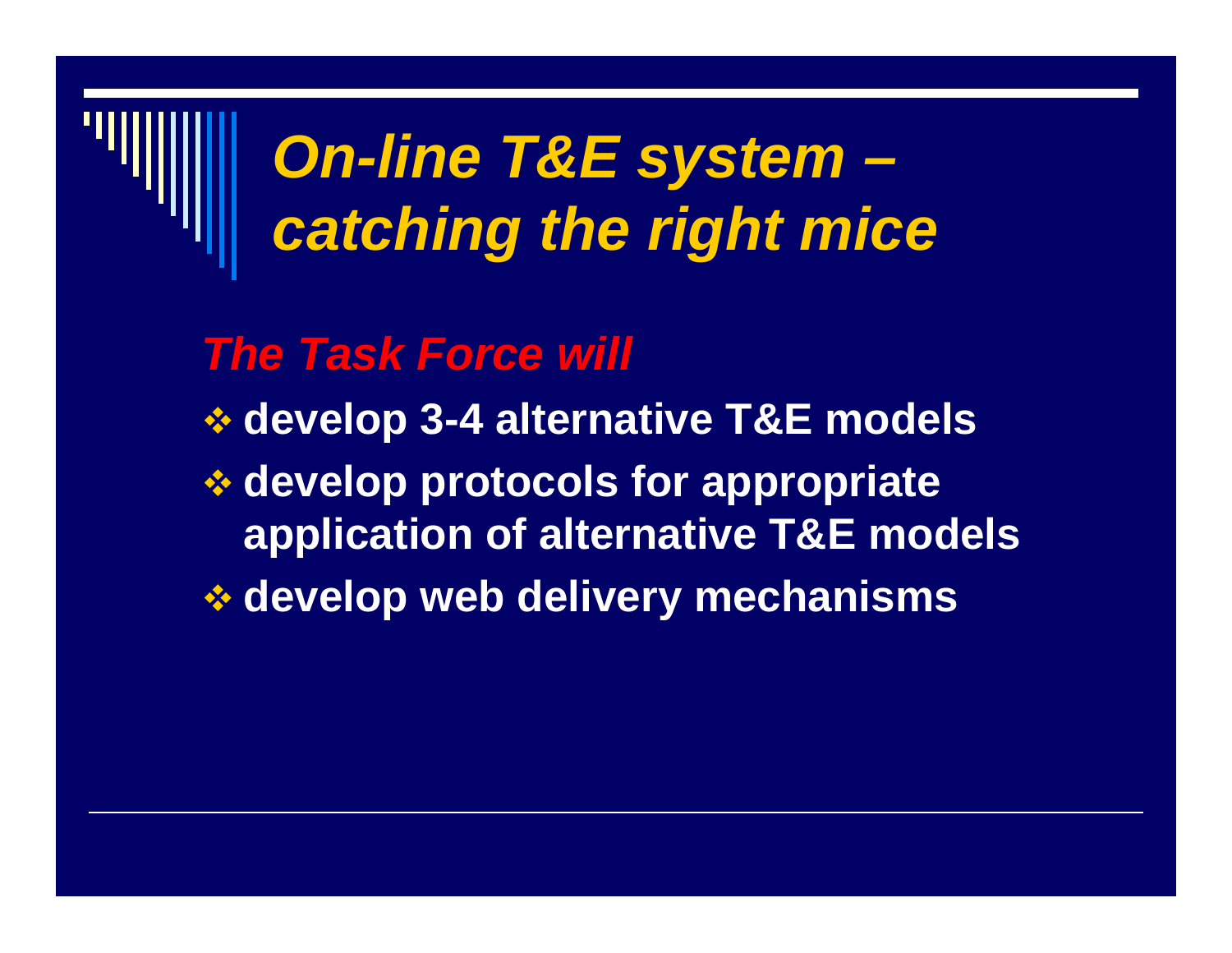# *On-line T&E system – catching the right mice*

***The Task Force will***

- **develop 3-4 alternative T&E models**
- **develop protocols for appropriate application of alternative T&E models**
- **develop web delivery mechanisms**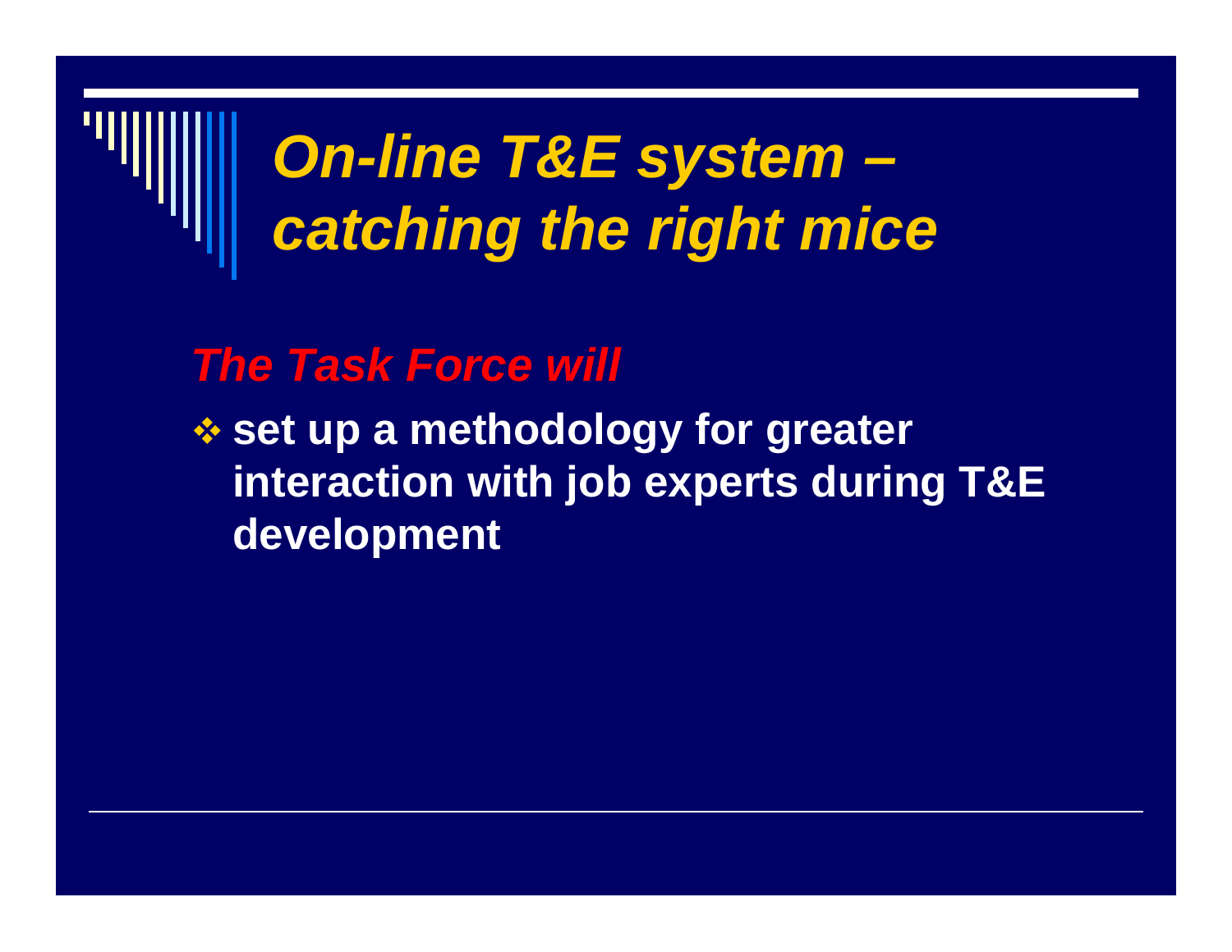# *On-line T&E system – catching the right mice*

***The Task Force will***

- **set up a methodology for greater interaction with job experts during T&E development**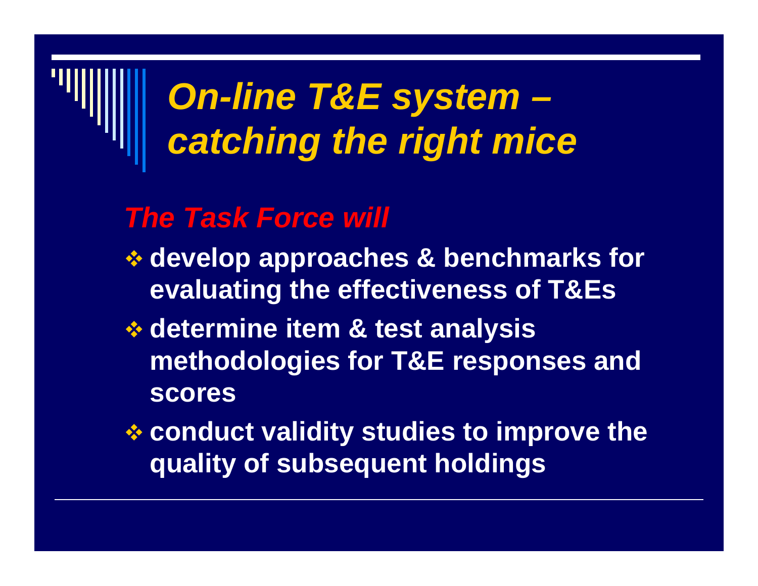# *On-line T&E system – catching the right mice*

***The Task Force will***

- **develop approaches & benchmarks for evaluating the effectiveness of T&Es**
- **determine item & test analysis methodologies for T&E responses and scores**
- **conduct validity studies to improve the quality of subsequent holdings**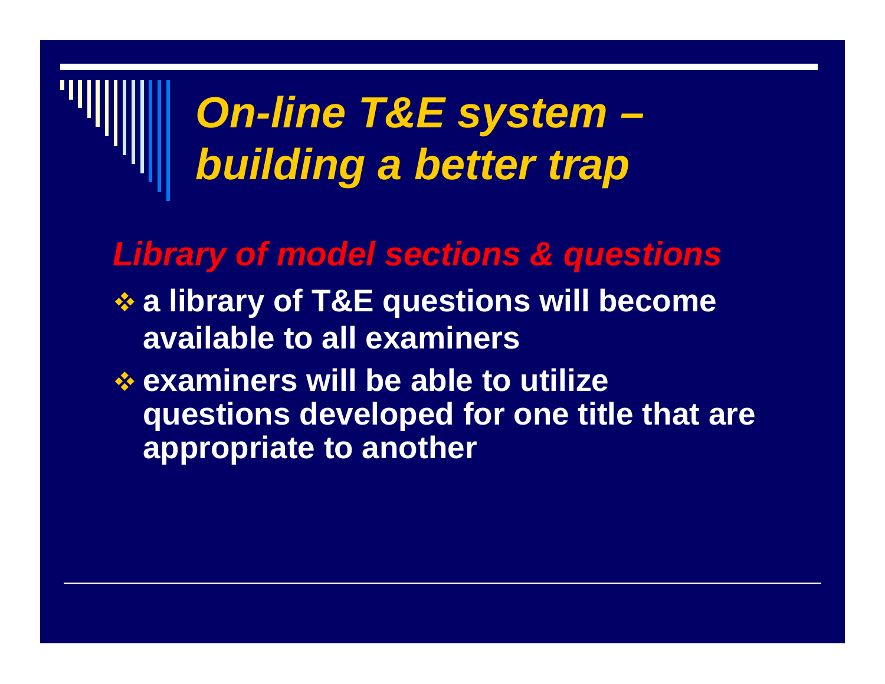# *On-line T&E system – building a better trap*

## *Library of model sections & questions*

- **a library of T&E questions will become available to all examiners**
- **examiners will be able to utilize questions developed for one title that are appropriate to another**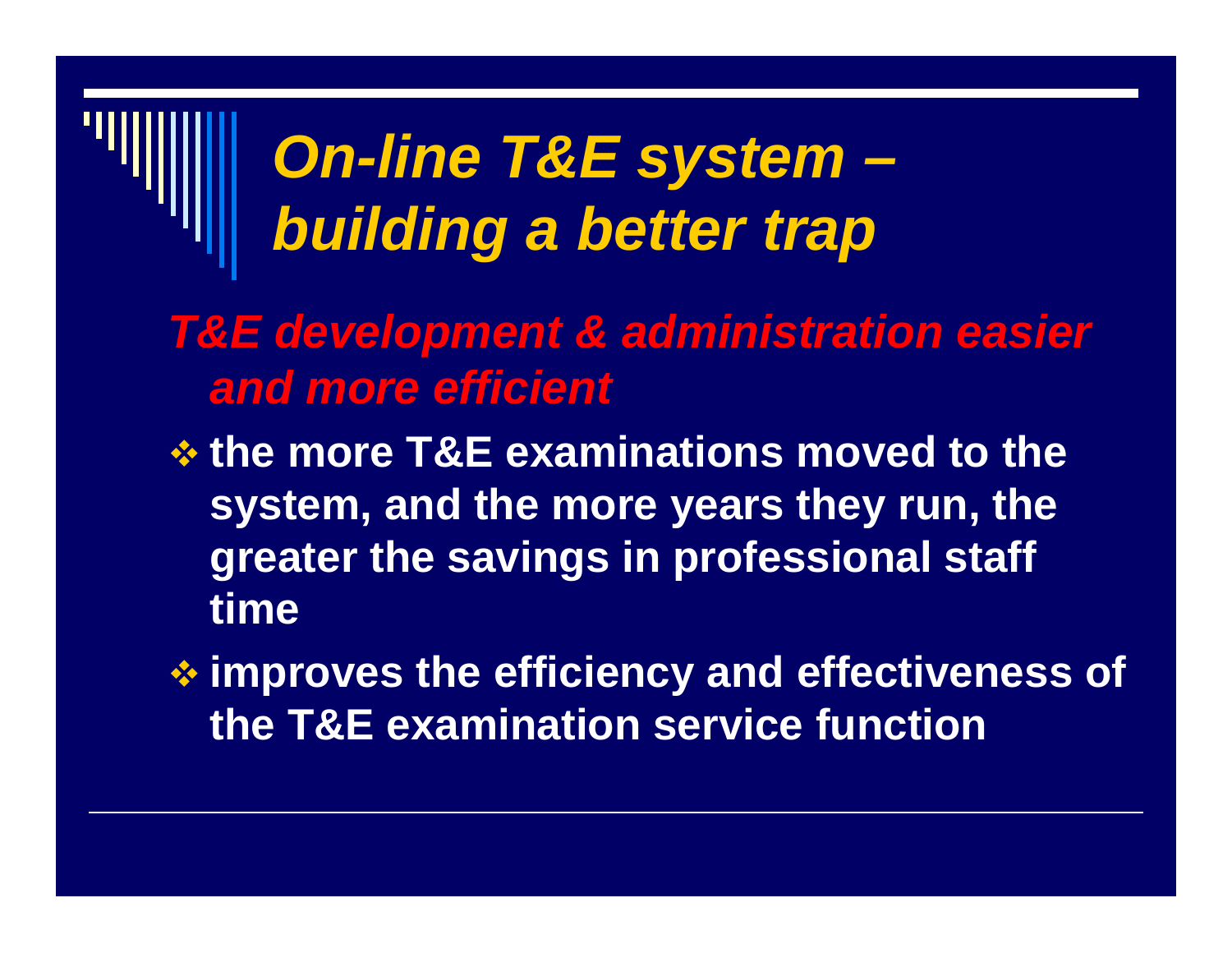# *On-line T&E system – building a better trap*

***T&E development & administration easier and more efficient***

- **the more T&E examinations moved to the system, and the more years they run, the greater the savings in professional staff time**
- **improves the efficiency and effectiveness of the T&E examination service function**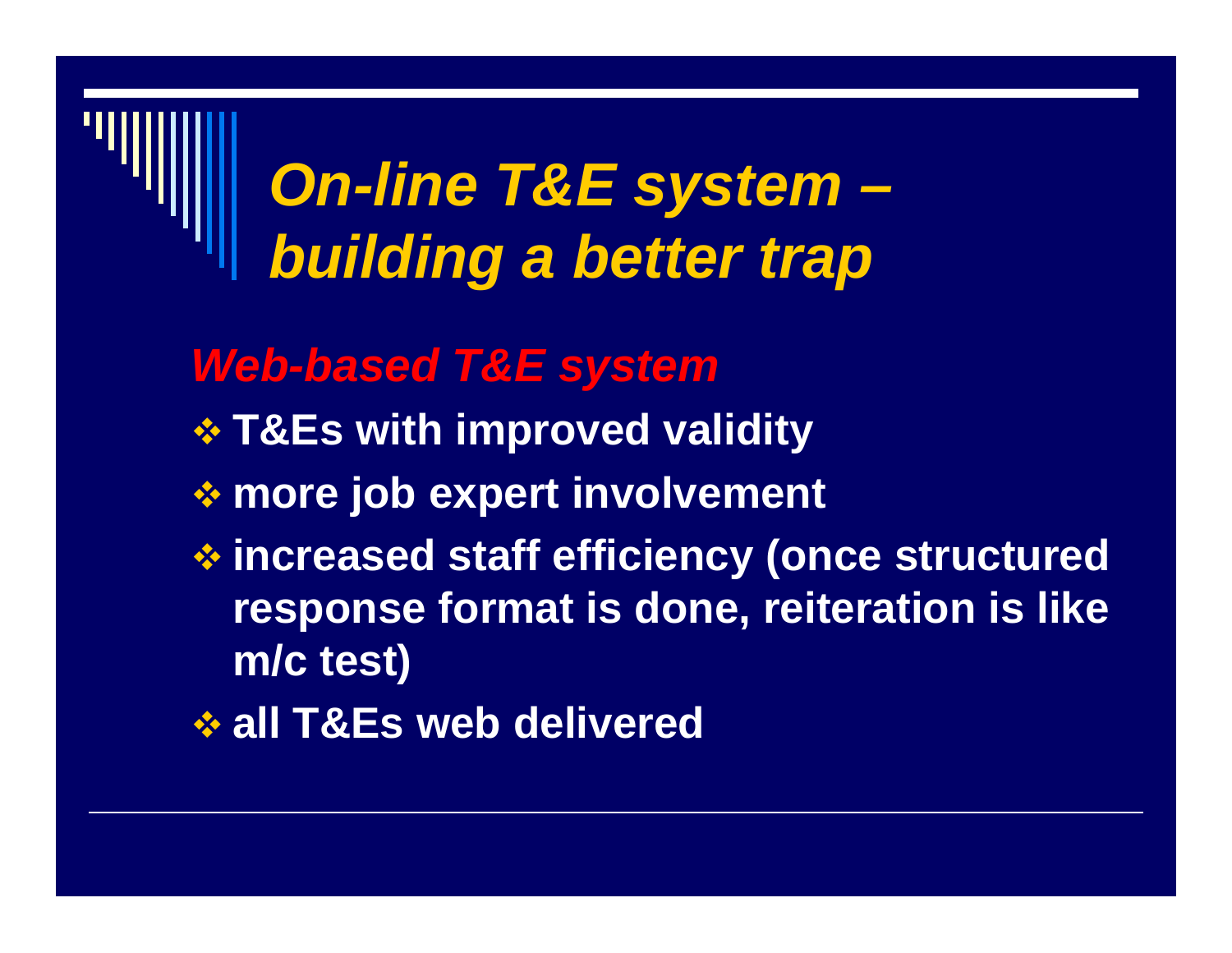# *On-line T&E system – building a better trap*

## *Web-based T&E system*

- **T&Es with improved validity**
- **more job expert involvement**
- **increased staff efficiency (once structured response format is done, reiteration is like m/c test)**
- **all T&Es web delivered**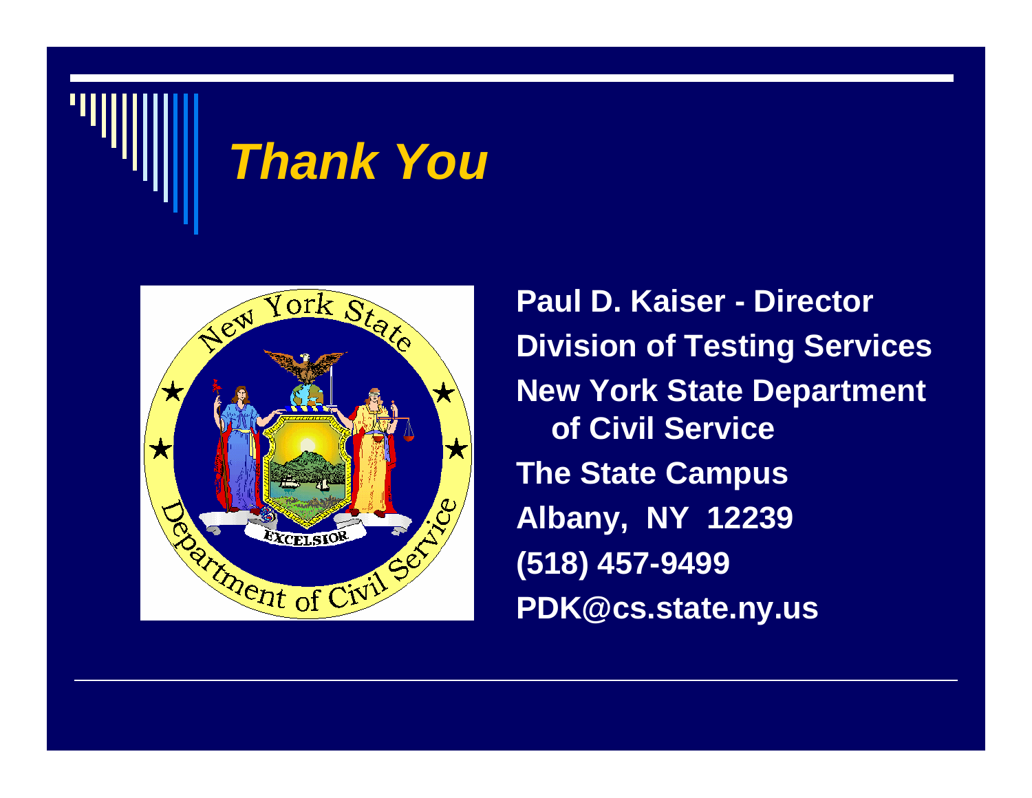# Thank You

**Paul D. Kaiser - Director**
**Division of Testing Services**
**New York State Department of Civil Service**
**The State Campus**
**Albany, NY 12239**
**(518) 457-9499**
**PDK@cs.state.ny.us**